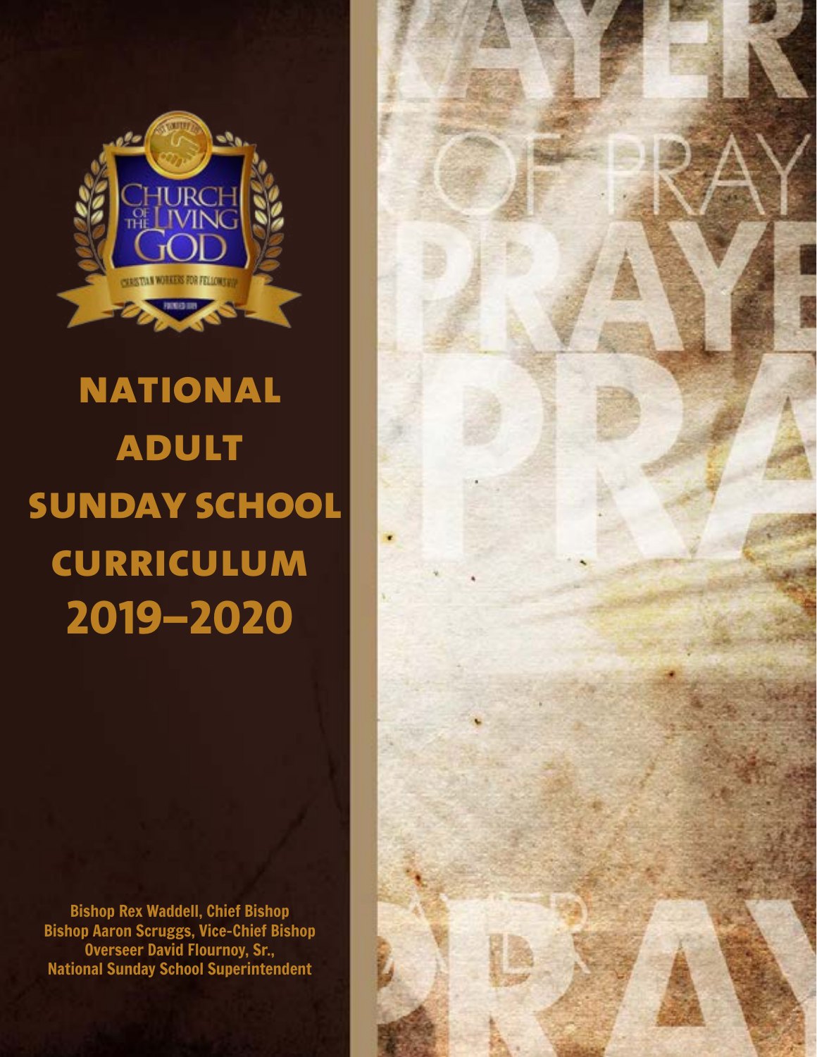# NATIONAL ADULT SUNDAY SCHOOL CURRICULUM 2019–2020

**Bishop Rex Waddell, Chief Bishop**
**Bishop Aaron Scruggs, Vice-Chief Bishop**
**Overseer David Flournoy, Sr.,**
**National Sunday School Superintendent**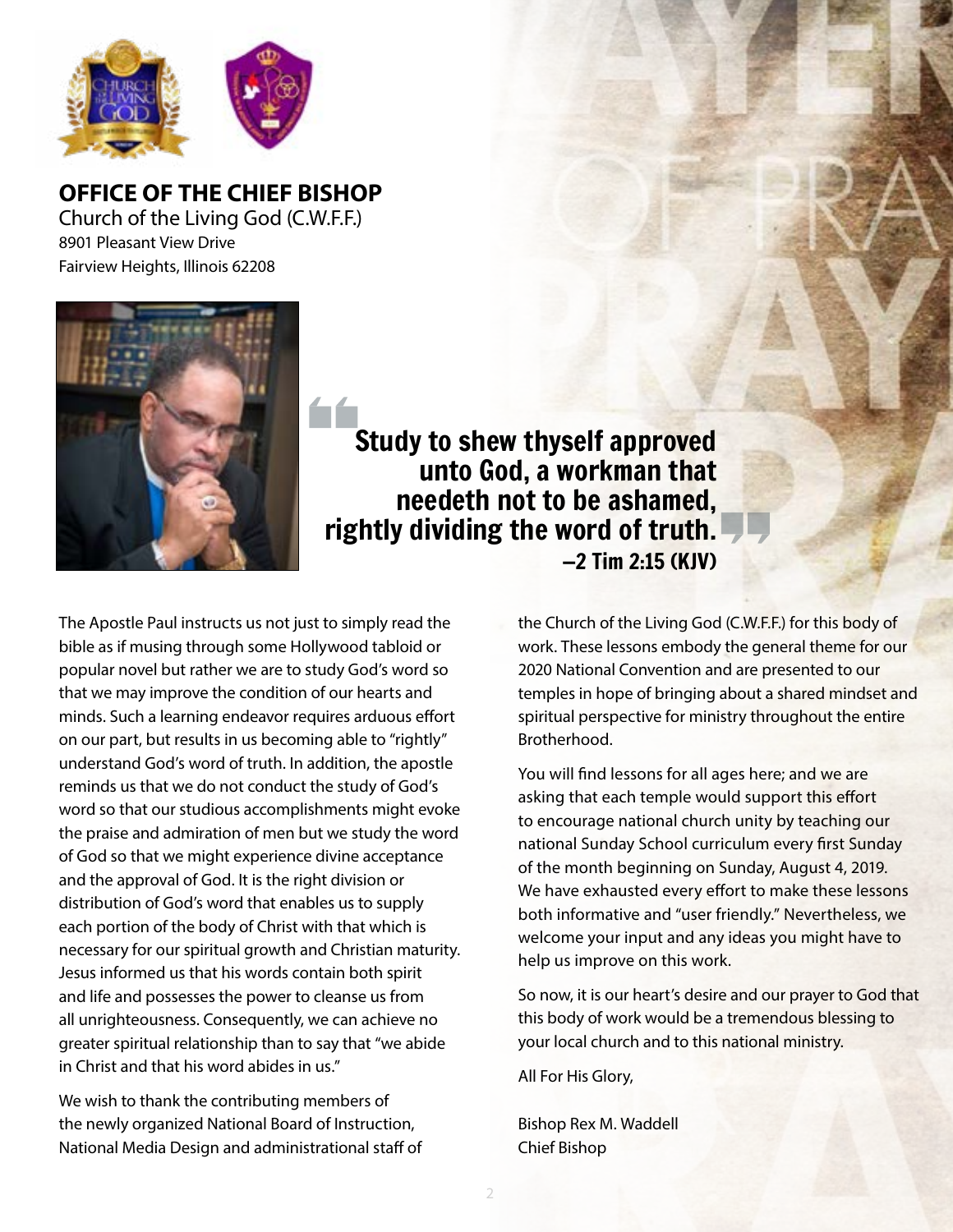## OFFICE OF THE CHIEF BISHOP

Church of the Living God (C.W.F.F.)
8901 Pleasant View Drive
Fairview Heights, Illinois 62208

> **Study to shew thyself approved unto God, a workman that needeth not to be ashamed, rightly dividing the word of truth.**
> **–2 Tim 2:15 (KJV)**

The Apostle Paul instructs us not just to simply read the bible as if musing through some Hollywood tabloid or popular novel but rather we are to study God's word so that we may improve the condition of our hearts and minds. Such a learning endeavor requires arduous effort on our part, but results in us becoming able to "rightly" understand God's word of truth. In addition, the apostle reminds us that we do not conduct the study of God's word so that our studious accomplishments might evoke the praise and admiration of men but we study the word of God so that we might experience divine acceptance and the approval of God. It is the right division or distribution of God's word that enables us to supply each portion of the body of Christ with that which is necessary for our spiritual growth and Christian maturity. Jesus informed us that his words contain both spirit and life and possesses the power to cleanse us from all unrighteousness. Consequently, we can achieve no greater spiritual relationship than to say that "we abide in Christ and that his word abides in us."

We wish to thank the contributing members of the newly organized National Board of Instruction, National Media Design and administrational staff of the Church of the Living God (C.W.F.F.) for this body of work. These lessons embody the general theme for our 2020 National Convention and are presented to our temples in hope of bringing about a shared mindset and spiritual perspective for ministry throughout the entire Brotherhood.

You will find lessons for all ages here; and we are asking that each temple would support this effort to encourage national church unity by teaching our national Sunday School curriculum every first Sunday of the month beginning on Sunday, August 4, 2019. We have exhausted every effort to make these lessons both informative and "user friendly." Nevertheless, we welcome your input and any ideas you might have to help us improve on this work.

So now, it is our heart's desire and our prayer to God that this body of work would be a tremendous blessing to your local church and to this national ministry.

All For His Glory,

Bishop Rex M. Waddell
Chief Bishop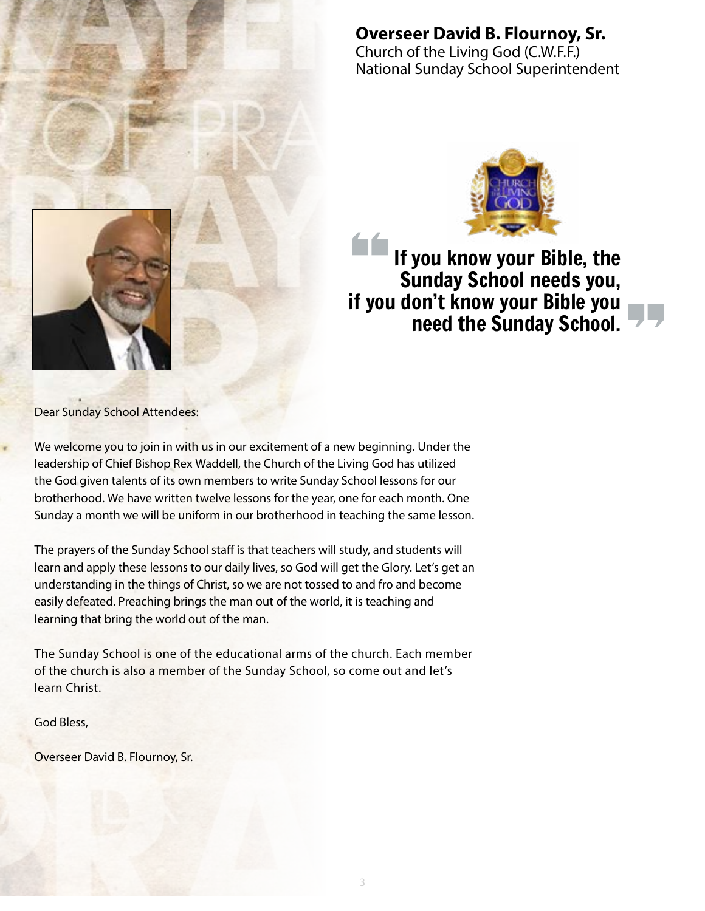**Overseer David B. Flournoy, Sr.**
Church of the Living God (C.W.F.F.)
National Sunday School Superintendent

> **If you know your Bible, the Sunday School needs you, if you don't know your Bible you need the Sunday School.**

Dear Sunday School Attendees:

We welcome you to join in with us in our excitement of a new beginning. Under the leadership of Chief Bishop Rex Waddell, the Church of the Living God has utilized the God given talents of its own members to write Sunday School lessons for our brotherhood. We have written twelve lessons for the year, one for each month. One Sunday a month we will be uniform in our brotherhood in teaching the same lesson.

The prayers of the Sunday School staff is that teachers will study, and students will learn and apply these lessons to our daily lives, so God will get the Glory. Let's get an understanding in the things of Christ, so we are not tossed to and fro and become easily defeated. Preaching brings the man out of the world, it is teaching and learning that bring the world out of the man.

The Sunday School is one of the educational arms of the church. Each member of the church is also a member of the Sunday School, so come out and let's learn Christ.

God Bless,

Overseer David B. Flournoy, Sr.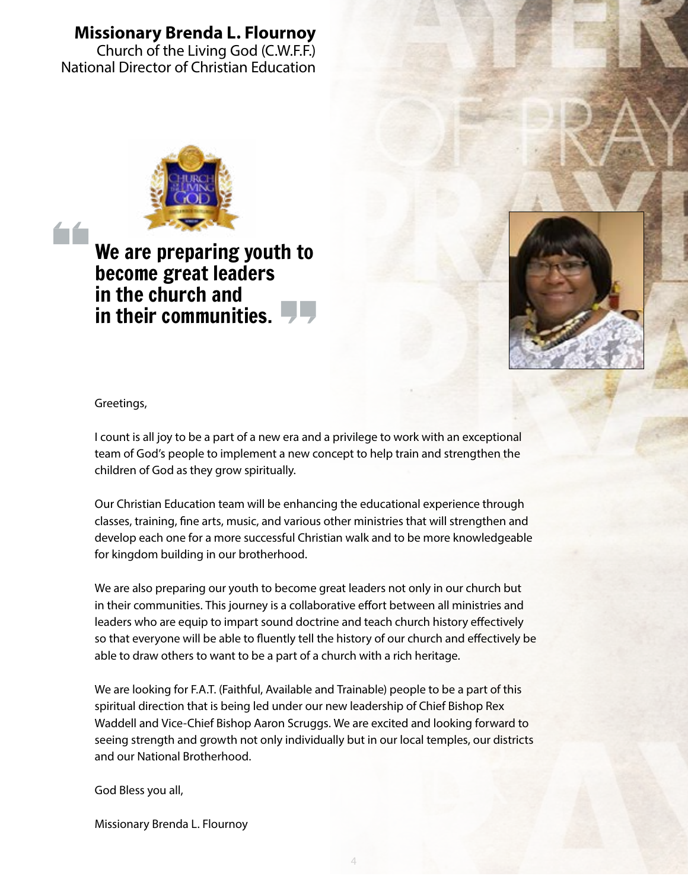**Missionary Brenda L. Flournoy**
Church of the Living God (C.W.F.F.)
National Director of Christian Education

> **We are preparing youth to become great leaders in the church and in their communities.**

Greetings,

I count is all joy to be a part of a new era and a privilege to work with an exceptional team of God's people to implement a new concept to help train and strengthen the children of God as they grow spiritually.

Our Christian Education team will be enhancing the educational experience through classes, training, fine arts, music, and various other ministries that will strengthen and develop each one for a more successful Christian walk and to be more knowledgeable for kingdom building in our brotherhood.

We are also preparing our youth to become great leaders not only in our church but in their communities. This journey is a collaborative effort between all ministries and leaders who are equip to impart sound doctrine and teach church history effectively so that everyone will be able to fluently tell the history of our church and effectively be able to draw others to want to be a part of a church with a rich heritage.

We are looking for F.A.T. (Faithful, Available and Trainable) people to be a part of this spiritual direction that is being led under our new leadership of Chief Bishop Rex Waddell and Vice-Chief Bishop Aaron Scruggs. We are excited and looking forward to seeing strength and growth not only individually but in our local temples, our districts and our National Brotherhood.

God Bless you all,

Missionary Brenda L. Flournoy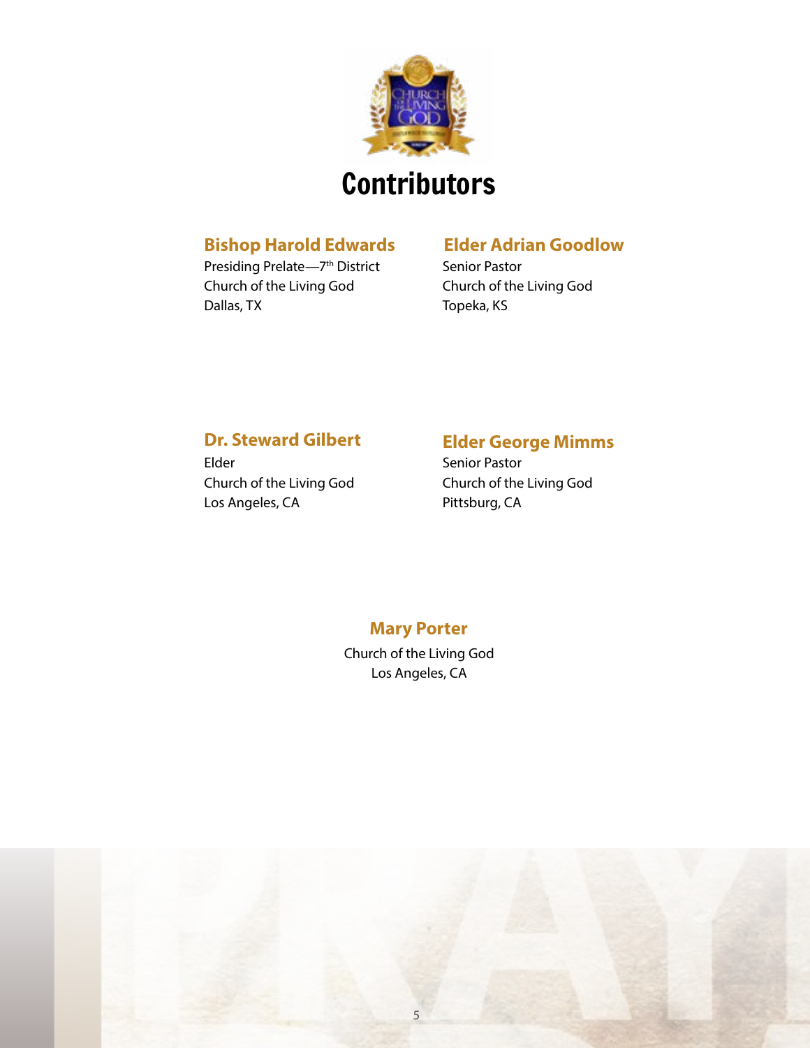# Contributors

**Bishop Harold Edwards**
Presiding Prelate—7th District
Church of the Living God
Dallas, TX

**Elder Adrian Goodlow**
Senior Pastor
Church of the Living God
Topeka, KS

**Dr. Steward Gilbert**
Elder
Church of the Living God
Los Angeles, CA

**Elder George Mimms**
Senior Pastor
Church of the Living God
Pittsburg, CA

**Mary Porter**
Church of the Living God
Los Angeles, CA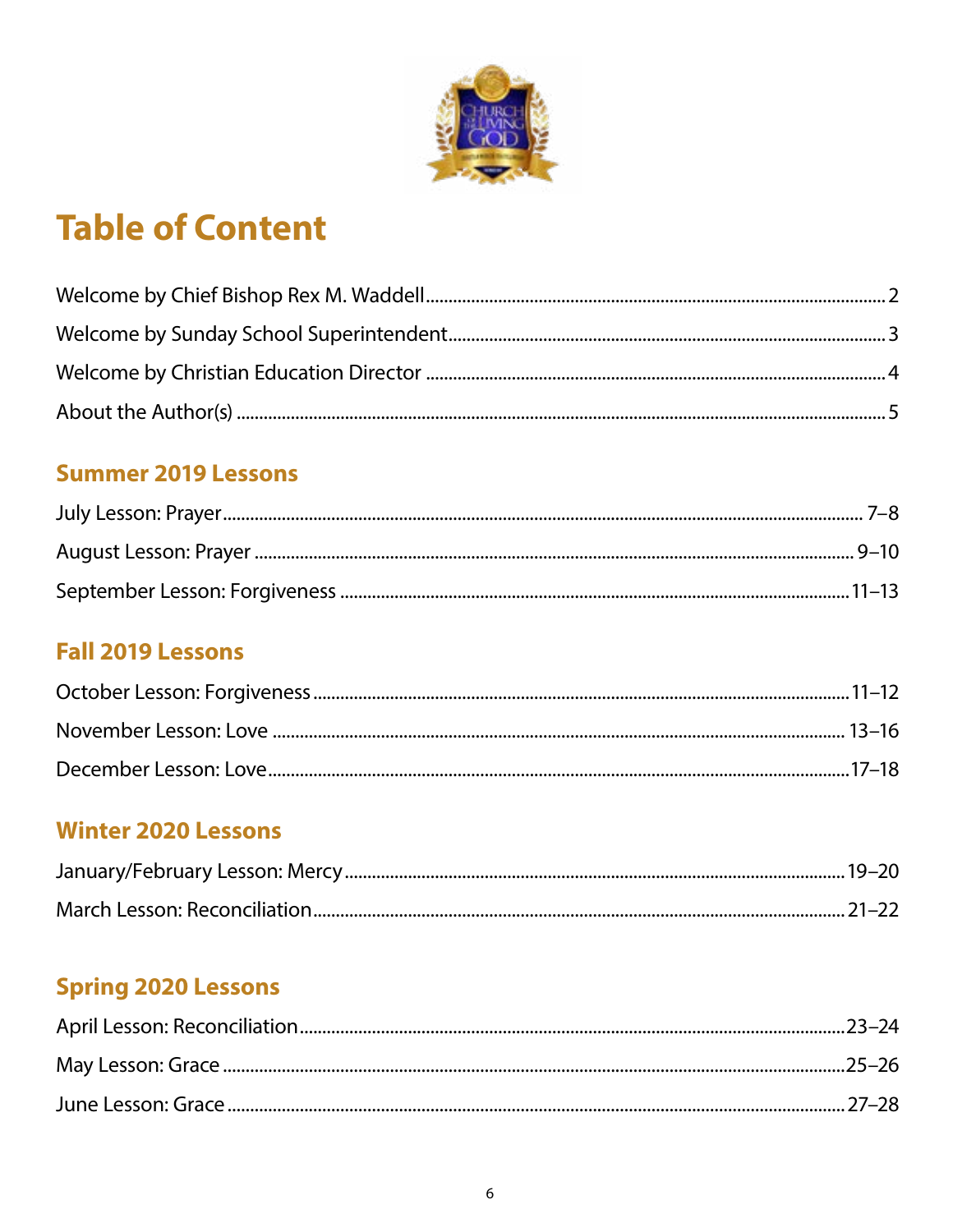# Table of Content

Welcome by Chief Bishop Rex M. Waddell ........ 2

Welcome by Sunday School Superintendent ........ 3

Welcome by Christian Education Director ........ 4

About the Author(s) ........ 5

## Summer 2019 Lessons

July Lesson: Prayer ........ 7–8

August Lesson: Prayer ........ 9–10

September Lesson: Forgiveness ........ 11–13

## Fall 2019 Lessons

October Lesson: Forgiveness ........ 11–12

November Lesson: Love ........ 13–16

December Lesson: Love ........ 17–18

## Winter 2020 Lessons

January/February Lesson: Mercy ........ 19–20

March Lesson: Reconciliation ........ 21–22

## Spring 2020 Lessons

April Lesson: Reconciliation ........ 23–24

May Lesson: Grace ........ 25–26

June Lesson: Grace ........ 27–28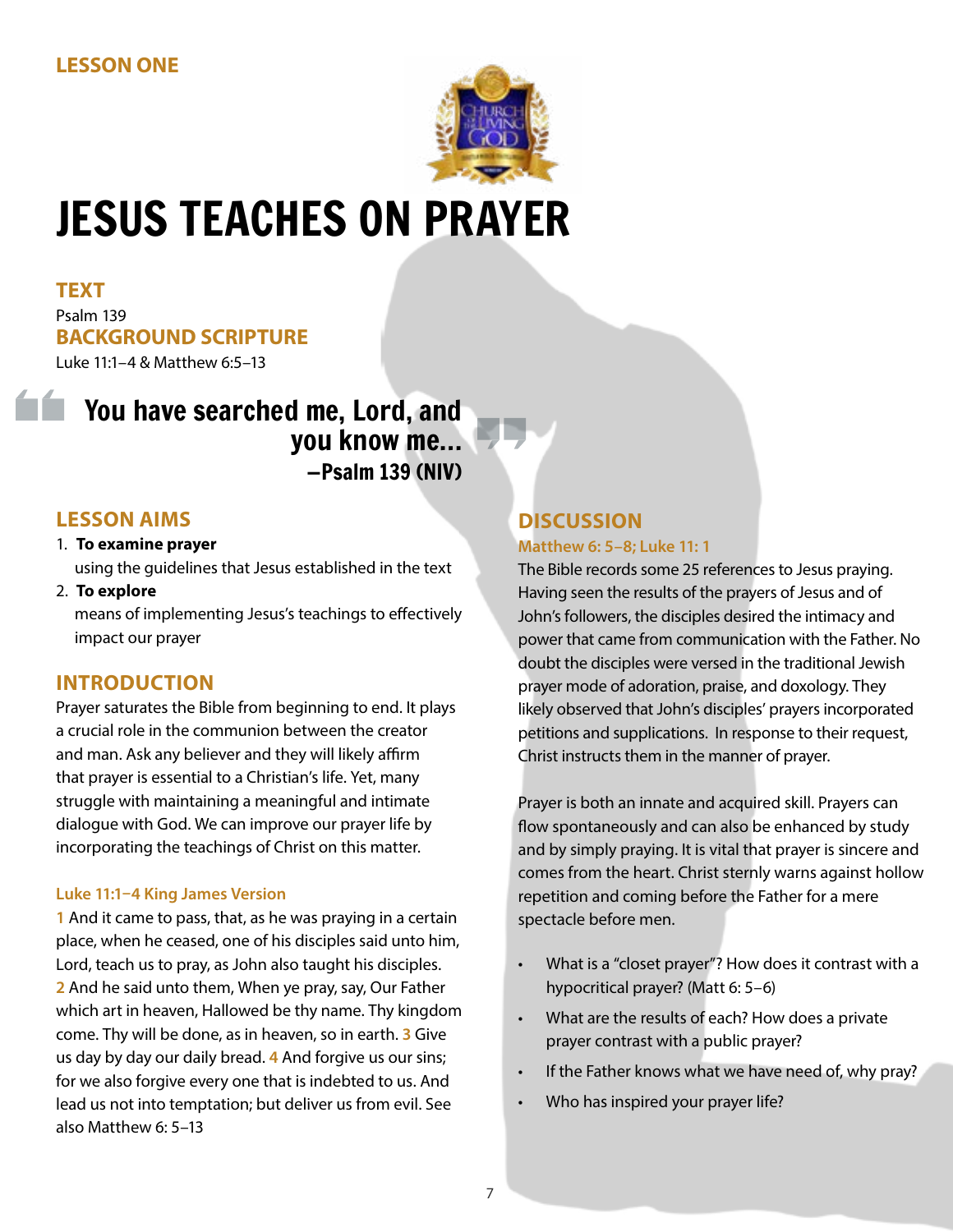LESSON ONE

# JESUS TEACHES ON PRAYER

## TEXT

Psalm 139

## BACKGROUND SCRIPTURE

Luke 11:1–4 & Matthew 6:5–13

> **You have searched me, Lord, and you know me...**
> **—Psalm 139 (NIV)**

## LESSON AIMS

1. **To examine prayer** using the guidelines that Jesus established in the text
2. **To explore** means of implementing Jesus's teachings to effectively impact our prayer

## INTRODUCTION

Prayer saturates the Bible from beginning to end. It plays a crucial role in the communion between the creator and man. Ask any believer and they will likely affirm that prayer is essential to a Christian's life. Yet, many struggle with maintaining a meaningful and intimate dialogue with God. We can improve our prayer life by incorporating the teachings of Christ on this matter.

### Luke 11:1–4 King James Version

1 And it came to pass, that, as he was praying in a certain place, when he ceased, one of his disciples said unto him, Lord, teach us to pray, as John also taught his disciples. 2 And he said unto them, When ye pray, say, Our Father which art in heaven, Hallowed be thy name. Thy kingdom come. Thy will be done, as in heaven, so in earth. 3 Give us day by day our daily bread. 4 And forgive us our sins; for we also forgive every one that is indebted to us. And lead us not into temptation; but deliver us from evil. See also Matthew 6: 5–13

## DISCUSSION

### Matthew 6: 5–8; Luke 11: 1

The Bible records some 25 references to Jesus praying. Having seen the results of the prayers of Jesus and of John's followers, the disciples desired the intimacy and power that came from communication with the Father. No doubt the disciples were versed in the traditional Jewish prayer mode of adoration, praise, and doxology. They likely observed that John's disciples' prayers incorporated petitions and supplications. In response to their request, Christ instructs them in the manner of prayer.

Prayer is both an innate and acquired skill. Prayers can flow spontaneously and can also be enhanced by study and by simply praying. It is vital that prayer is sincere and comes from the heart. Christ sternly warns against hollow repetition and coming before the Father for a mere spectacle before men.

- What is a "closet prayer"? How does it contrast with a hypocritical prayer? (Matt 6: 5–6)
- What are the results of each? How does a private prayer contrast with a public prayer?
- If the Father knows what we have need of, why pray?
- Who has inspired your prayer life?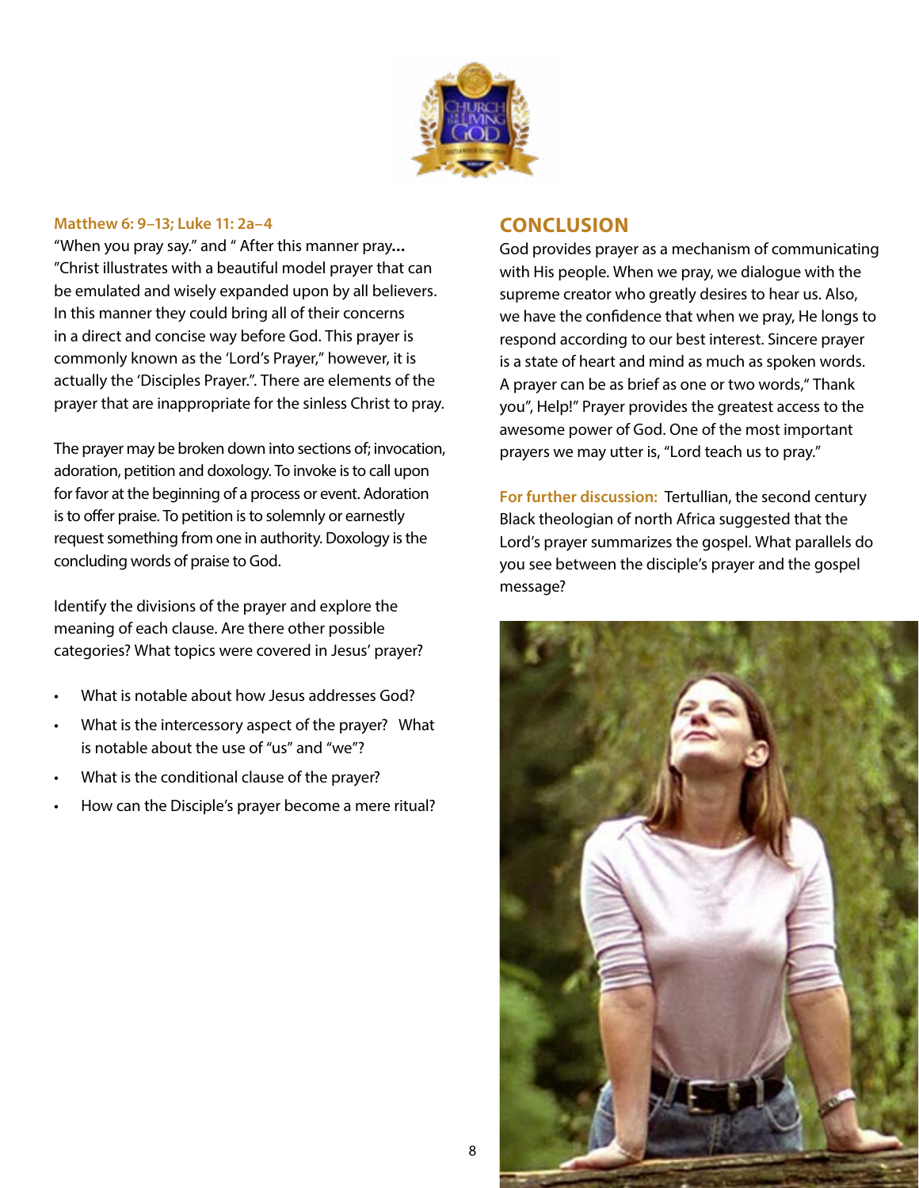**Matthew 6: 9–13; Luke 11: 2a–4**

"When you pray say." and " After this manner pray**...** "Christ illustrates with a beautiful model prayer that can be emulated and wisely expanded upon by all believers. In this manner they could bring all of their concerns in a direct and concise way before God. This prayer is commonly known as the 'Lord's Prayer," however, it is actually the 'Disciples Prayer.". There are elements of the prayer that are inappropriate for the sinless Christ to pray.

The prayer may be broken down into sections of; invocation, adoration, petition and doxology. To invoke is to call upon for favor at the beginning of a process or event. Adoration is to offer praise. To petition is to solemnly or earnestly request something from one in authority. Doxology is the concluding words of praise to God.

Identify the divisions of the prayer and explore the meaning of each clause. Are there other possible categories? What topics were covered in Jesus' prayer?

- What is notable about how Jesus addresses God?
- What is the intercessory aspect of the prayer? What is notable about the use of "us" and "we"?
- What is the conditional clause of the prayer?
- How can the Disciple's prayer become a mere ritual?

## CONCLUSION

God provides prayer as a mechanism of communicating with His people. When we pray, we dialogue with the supreme creator who greatly desires to hear us. Also, we have the confidence that when we pray, He longs to respond according to our best interest. Sincere prayer is a state of heart and mind as much as spoken words. A prayer can be as brief as one or two words," Thank you", Help!" Prayer provides the greatest access to the awesome power of God. One of the most important prayers we may utter is, "Lord teach us to pray."

**For further discussion:** Tertullian, the second century Black theologian of north Africa suggested that the Lord's prayer summarizes the gospel. What parallels do you see between the disciple's prayer and the gospel message?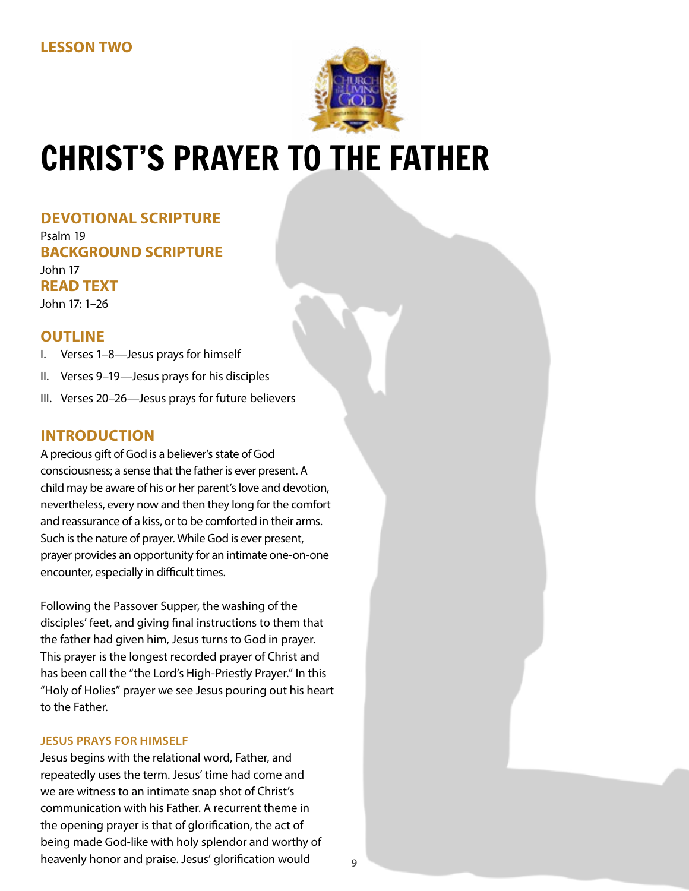LESSON TWO

# CHRIST'S PRAYER TO THE FATHER

## DEVOTIONAL SCRIPTURE

Psalm 19

## BACKGROUND SCRIPTURE

John 17

## READ TEXT

John 17: 1–26

## OUTLINE

I. Verses 1–8—Jesus prays for himself

II. Verses 9–19—Jesus prays for his disciples

III. Verses 20–26—Jesus prays for future believers

## INTRODUCTION

A precious gift of God is a believer's state of God consciousness; a sense that the father is ever present. A child may be aware of his or her parent's love and devotion, nevertheless, every now and then they long for the comfort and reassurance of a kiss, or to be comforted in their arms. Such is the nature of prayer. While God is ever present, prayer provides an opportunity for an intimate one-on-one encounter, especially in difficult times.

Following the Passover Supper, the washing of the disciples' feet, and giving final instructions to them that the father had given him, Jesus turns to God in prayer. This prayer is the longest recorded prayer of Christ and has been call the "the Lord's High-Priestly Prayer." In this "Holy of Holies" prayer we see Jesus pouring out his heart to the Father.

### JESUS PRAYS FOR HIMSELF

Jesus begins with the relational word, Father, and repeatedly uses the term. Jesus' time had come and we are witness to an intimate snap shot of Christ's communication with his Father. A recurrent theme in the opening prayer is that of glorification, the act of being made God-like with holy splendor and worthy of heavenly honor and praise. Jesus' glorification would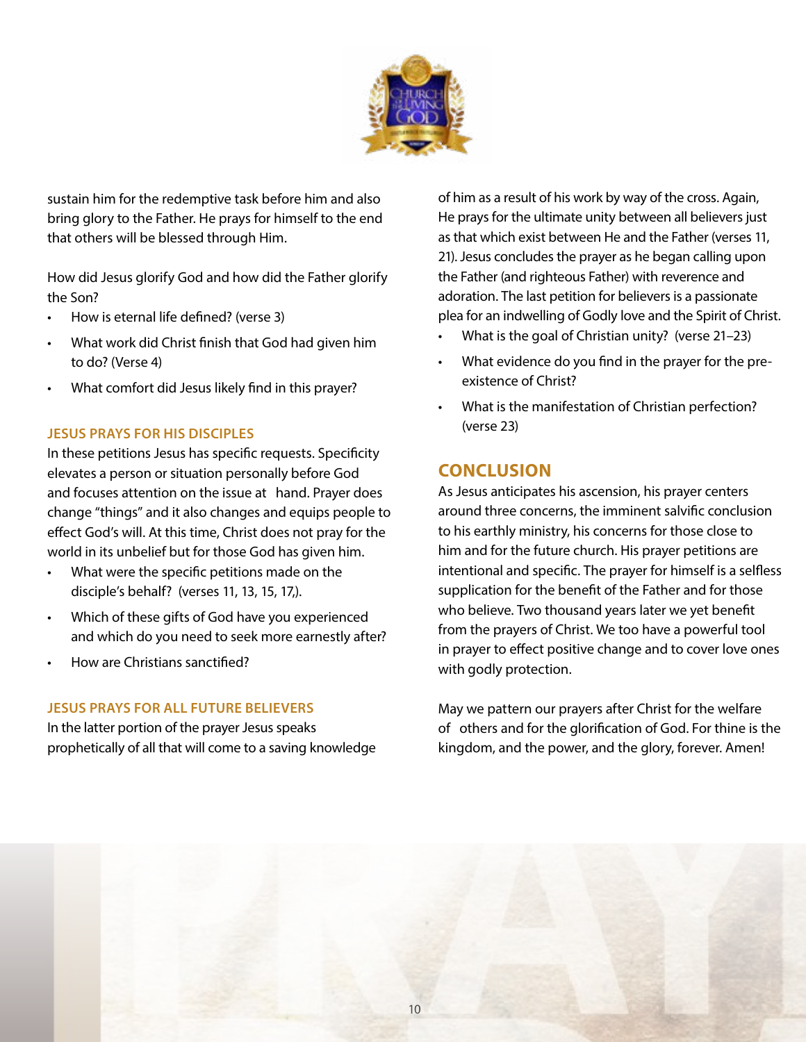sustain him for the redemptive task before him and also bring glory to the Father. He prays for himself to the end that others will be blessed through Him.

How did Jesus glorify God and how did the Father glorify the Son?

- How is eternal life defined? (verse 3)
- What work did Christ finish that God had given him to do? (Verse 4)
- What comfort did Jesus likely find in this prayer?

### JESUS PRAYS FOR HIS DISCIPLES

In these petitions Jesus has specific requests. Specificity elevates a person or situation personally before God and focuses attention on the issue at hand. Prayer does change "things" and it also changes and equips people to effect God's will. At this time, Christ does not pray for the world in its unbelief but for those God has given him.

- What were the specific petitions made on the disciple's behalf? (verses 11, 13, 15, 17,).
- Which of these gifts of God have you experienced and which do you need to seek more earnestly after?
- How are Christians sanctified?

### JESUS PRAYS FOR ALL FUTURE BELIEVERS

In the latter portion of the prayer Jesus speaks prophetically of all that will come to a saving knowledge of him as a result of his work by way of the cross. Again, He prays for the ultimate unity between all believers just as that which exist between He and the Father (verses 11, 21). Jesus concludes the prayer as he began calling upon the Father (and righteous Father) with reverence and adoration. The last petition for believers is a passionate plea for an indwelling of Godly love and the Spirit of Christ.

- What is the goal of Christian unity? (verse 21–23)
- What evidence do you find in the prayer for the pre-existence of Christ?
- What is the manifestation of Christian perfection? (verse 23)

## CONCLUSION

As Jesus anticipates his ascension, his prayer centers around three concerns, the imminent salvific conclusion to his earthly ministry, his concerns for those close to him and for the future church. His prayer petitions are intentional and specific. The prayer for himself is a selfless supplication for the benefit of the Father and for those who believe. Two thousand years later we yet benefit from the prayers of Christ. We too have a powerful tool in prayer to effect positive change and to cover love ones with godly protection.

May we pattern our prayers after Christ for the welfare of others and for the glorification of God. For thine is the kingdom, and the power, and the glory, forever. Amen!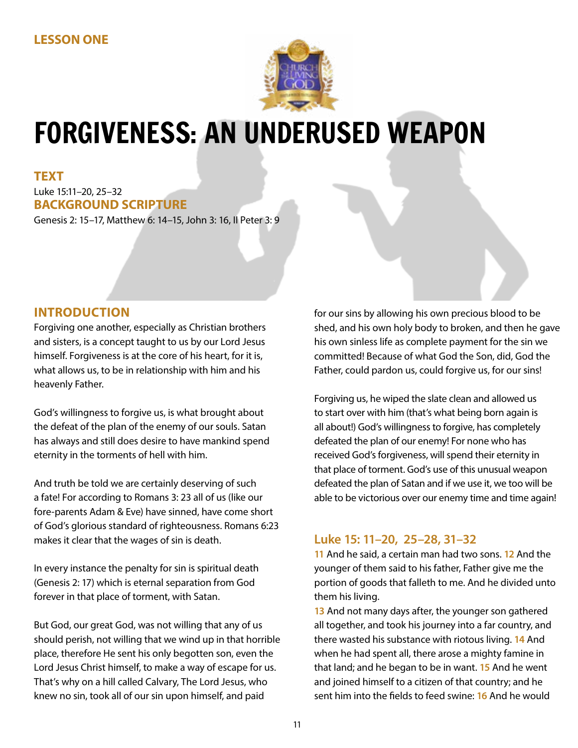**LESSON ONE**

# FORGIVENESS: AN UNDERUSED WEAPON

### TEXT

Luke 15:11–20, 25–32

### BACKGROUND SCRIPTURE

Genesis 2: 15–17, Matthew 6: 14–15, John 3: 16, II Peter 3: 9

## INTRODUCTION

Forgiving one another, especially as Christian brothers and sisters, is a concept taught to us by our Lord Jesus himself. Forgiveness is at the core of his heart, for it is, what allows us, to be in relationship with him and his heavenly Father.

God's willingness to forgive us, is what brought about the defeat of the plan of the enemy of our souls. Satan has always and still does desire to have mankind spend eternity in the torments of hell with him.

And truth be told we are certainly deserving of such a fate! For according to Romans 3: 23 all of us (like our fore-parents Adam & Eve) have sinned, have come short of God's glorious standard of righteousness. Romans 6:23 makes it clear that the wages of sin is death.

In every instance the penalty for sin is spiritual death (Genesis 2: 17) which is eternal separation from God forever in that place of torment, with Satan.

But God, our great God, was not willing that any of us should perish, not willing that we wind up in that horrible place, therefore He sent his only begotten son, even the Lord Jesus Christ himself, to make a way of escape for us. That's why on a hill called Calvary, The Lord Jesus, who knew no sin, took all of our sin upon himself, and paid for our sins by allowing his own precious blood to be shed, and his own holy body to broken, and then he gave his own sinless life as complete payment for the sin we committed! Because of what God the Son, did, God the Father, could pardon us, could forgive us, for our sins!

Forgiving us, he wiped the slate clean and allowed us to start over with him (that's what being born again is all about!) God's willingness to forgive, has completely defeated the plan of our enemy! For none who has received God's forgiveness, will spend their eternity in that place of torment. God's use of this unusual weapon defeated the plan of Satan and if we use it, we too will be able to be victorious over our enemy time and time again!

### Luke 15: 11–20, 25–28, 31–32

**11** And he said, a certain man had two sons. **12** And the younger of them said to his father, Father give me the portion of goods that falleth to me. And he divided unto them his living.
**13** And not many days after, the younger son gathered all together, and took his journey into a far country, and there wasted his substance with riotous living. **14** And when he had spent all, there arose a mighty famine in that land; and he began to be in want. **15** And he went and joined himself to a citizen of that country; and he sent him into the fields to feed swine: **16** And he would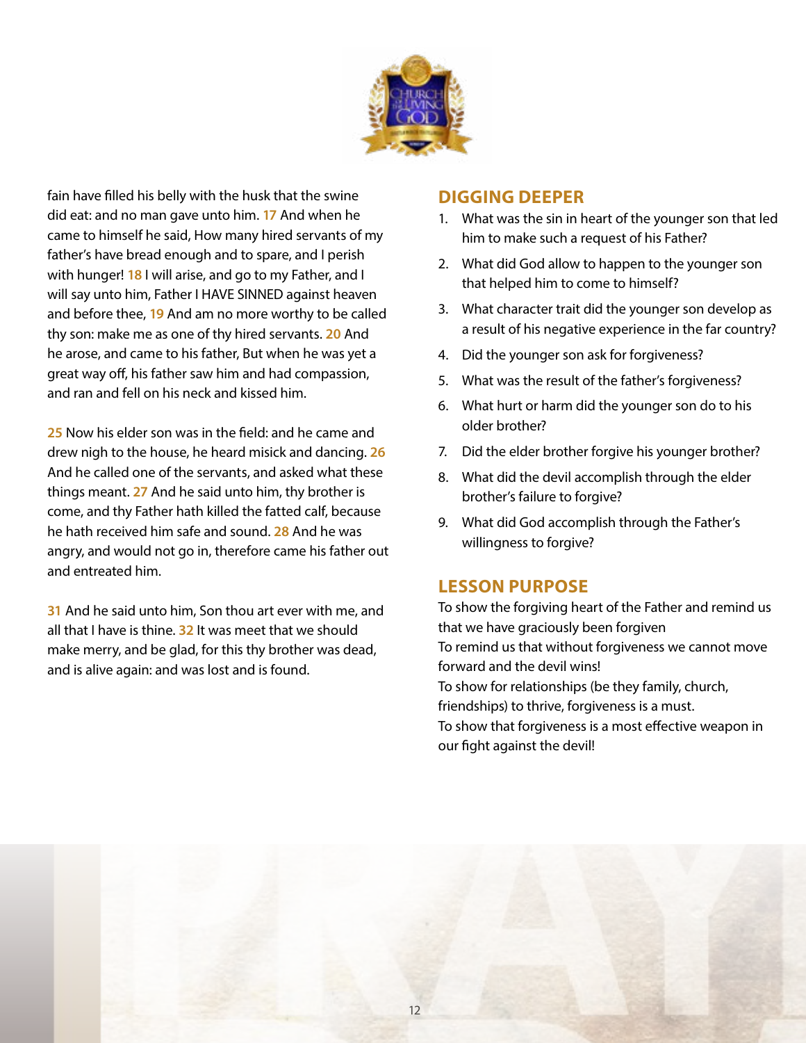fain have filled his belly with the husk that the swine did eat: and no man gave unto him. **17** And when he came to himself he said, How many hired servants of my father's have bread enough and to spare, and I perish with hunger! **18** I will arise, and go to my Father, and I will say unto him, Father I HAVE SINNED against heaven and before thee, **19** And am no more worthy to be called thy son: make me as one of thy hired servants. **20** And he arose, and came to his father, But when he was yet a great way off, his father saw him and had compassion, and ran and fell on his neck and kissed him.

**25** Now his elder son was in the field: and he came and drew nigh to the house, he heard misick and dancing. **26** And he called one of the servants, and asked what these things meant. **27** And he said unto him, thy brother is come, and thy Father hath killed the fatted calf, because he hath received him safe and sound. **28** And he was angry, and would not go in, therefore came his father out and entreated him.

**31** And he said unto him, Son thou art ever with me, and all that I have is thine. **32** It was meet that we should make merry, and be glad, for this thy brother was dead, and is alive again: and was lost and is found.

## DIGGING DEEPER

1. What was the sin in heart of the younger son that led him to make such a request of his Father?
2. What did God allow to happen to the younger son that helped him to come to himself?
3. What character trait did the younger son develop as a result of his negative experience in the far country?
4. Did the younger son ask for forgiveness?
5. What was the result of the father's forgiveness?
6. What hurt or harm did the younger son do to his older brother?
7. Did the elder brother forgive his younger brother?
8. What did the devil accomplish through the elder brother's failure to forgive?
9. What did God accomplish through the Father's willingness to forgive?

## LESSON PURPOSE

To show the forgiving heart of the Father and remind us that we have graciously been forgiven
To remind us that without forgiveness we cannot move forward and the devil wins!
To show for relationships (be they family, church, friendships) to thrive, forgiveness is a must.
To show that forgiveness is a most effective weapon in our fight against the devil!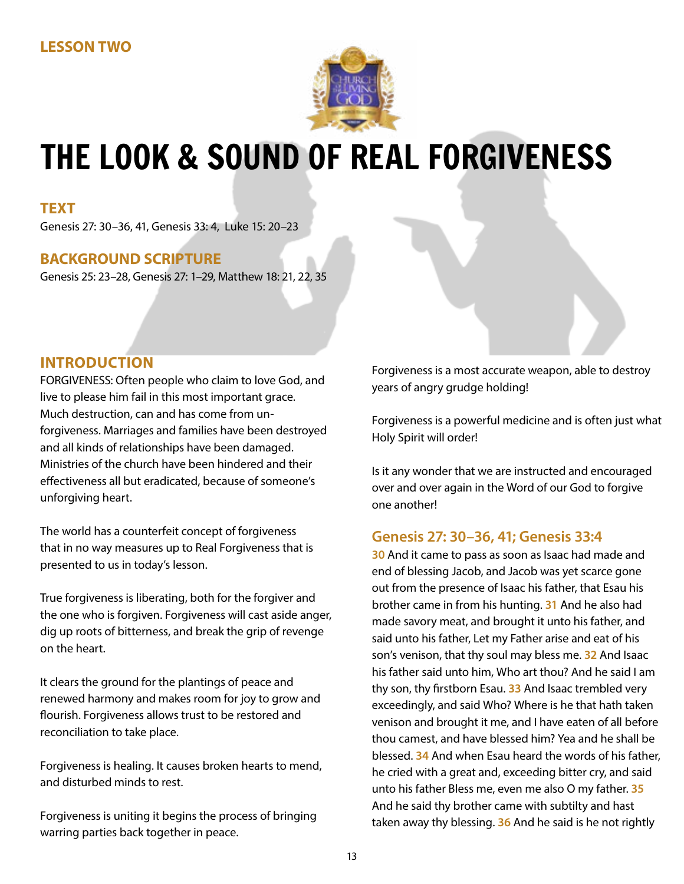LESSON TWO

# THE LOOK & SOUND OF REAL FORGIVENESS

## TEXT

Genesis 27: 30–36, 41, Genesis 33: 4, Luke 15: 20–23

## BACKGROUND SCRIPTURE

Genesis 25: 23–28, Genesis 27: 1–29, Matthew 18: 21, 22, 35

## INTRODUCTION

FORGIVENESS: Often people who claim to love God, and live to please him fail in this most important grace. Much destruction, can and has come from un-forgiveness. Marriages and families have been destroyed and all kinds of relationships have been damaged. Ministries of the church have been hindered and their effectiveness all but eradicated, because of someone's unforgiving heart.

The world has a counterfeit concept of forgiveness that in no way measures up to Real Forgiveness that is presented to us in today's lesson.

True forgiveness is liberating, both for the forgiver and the one who is forgiven. Forgiveness will cast aside anger, dig up roots of bitterness, and break the grip of revenge on the heart.

It clears the ground for the plantings of peace and renewed harmony and makes room for joy to grow and flourish. Forgiveness allows trust to be restored and reconciliation to take place.

Forgiveness is healing. It causes broken hearts to mend, and disturbed minds to rest.

Forgiveness is uniting it begins the process of bringing warring parties back together in peace.

Forgiveness is a most accurate weapon, able to destroy years of angry grudge holding!

Forgiveness is a powerful medicine and is often just what Holy Spirit will order!

Is it any wonder that we are instructed and encouraged over and over again in the Word of our God to forgive one another!

### Genesis 27: 30–36, 41; Genesis 33:4

**30** And it came to pass as soon as Isaac had made and end of blessing Jacob, and Jacob was yet scarce gone out from the presence of Isaac his father, that Esau his brother came in from his hunting. **31** And he also had made savory meat, and brought it unto his father, and said unto his father, Let my Father arise and eat of his son's venison, that thy soul may bless me. **32** And Isaac his father said unto him, Who art thou? And he said I am thy son, thy firstborn Esau. **33** And Isaac trembled very exceedingly, and said Who? Where is he that hath taken venison and brought it me, and I have eaten of all before thou camest, and have blessed him? Yea and he shall be blessed. **34** And when Esau heard the words of his father, he cried with a great and, exceeding bitter cry, and said unto his father Bless me, even me also O my father. **35** And he said thy brother came with subtilty and hast taken away thy blessing. **36** And he said is he not rightly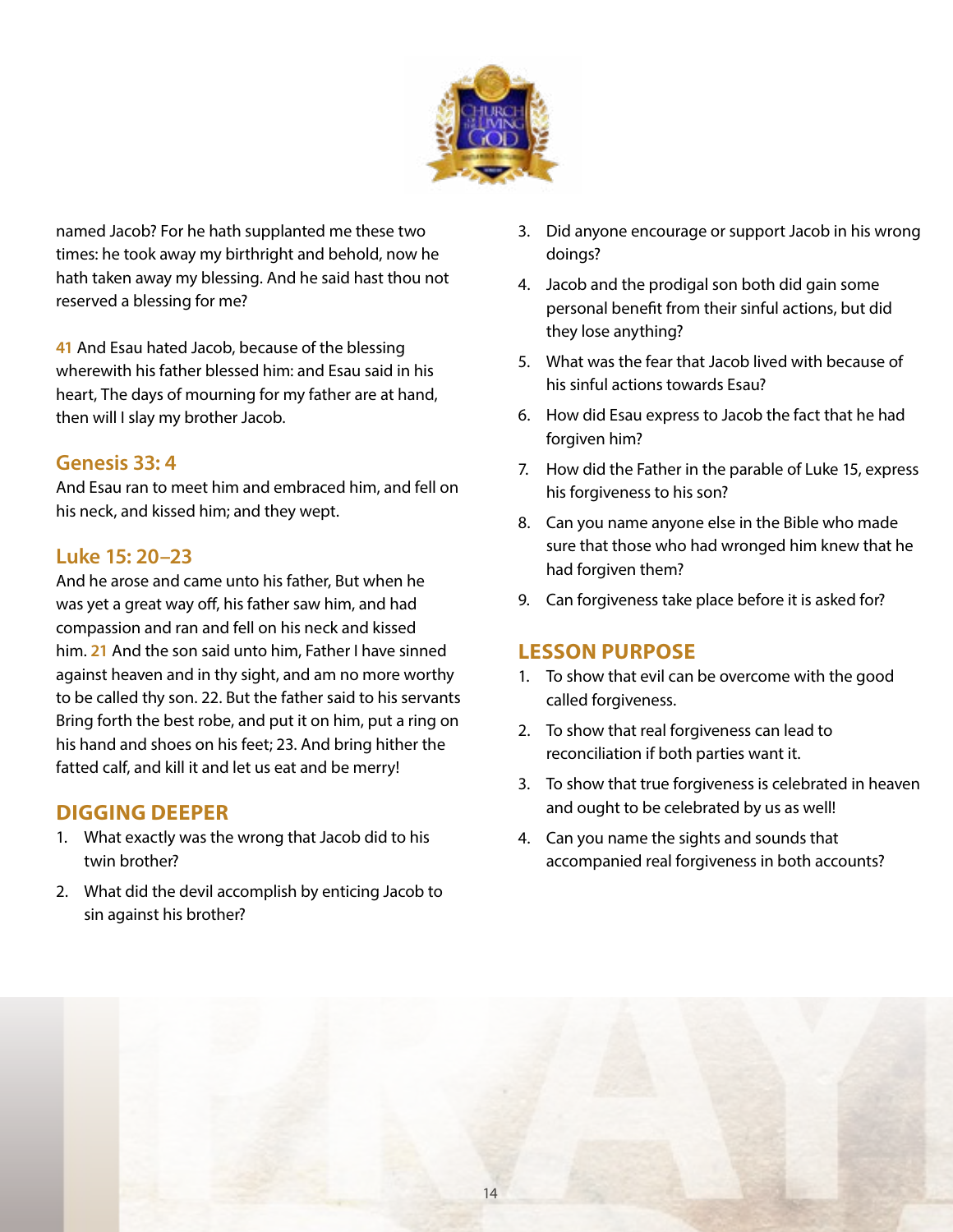named Jacob? For he hath supplanted me these two times: he took away my birthright and behold, now he hath taken away my blessing. And he said hast thou not reserved a blessing for me?

41 And Esau hated Jacob, because of the blessing wherewith his father blessed him: and Esau said in his heart, The days of mourning for my father are at hand, then will I slay my brother Jacob.

### Genesis 33: 4

And Esau ran to meet him and embraced him, and fell on his neck, and kissed him; and they wept.

### Luke 15: 20–23

And he arose and came unto his father, But when he was yet a great way off, his father saw him, and had compassion and ran and fell on his neck and kissed him. 21 And the son said unto him, Father I have sinned against heaven and in thy sight, and am no more worthy to be called thy son. 22. But the father said to his servants Bring forth the best robe, and put it on him, put a ring on his hand and shoes on his feet; 23. And bring hither the fatted calf, and kill it and let us eat and be merry!

## DIGGING DEEPER

1. What exactly was the wrong that Jacob did to his twin brother?
2. What did the devil accomplish by enticing Jacob to sin against his brother?
3. Did anyone encourage or support Jacob in his wrong doings?
4. Jacob and the prodigal son both did gain some personal benefit from their sinful actions, but did they lose anything?
5. What was the fear that Jacob lived with because of his sinful actions towards Esau?
6. How did Esau express to Jacob the fact that he had forgiven him?
7. How did the Father in the parable of Luke 15, express his forgiveness to his son?
8. Can you name anyone else in the Bible who made sure that those who had wronged him knew that he had forgiven them?
9. Can forgiveness take place before it is asked for?

## LESSON PURPOSE

1. To show that evil can be overcome with the good called forgiveness.
2. To show that real forgiveness can lead to reconciliation if both parties want it.
3. To show that true forgiveness is celebrated in heaven and ought to be celebrated by us as well!
4. Can you name the sights and sounds that accompanied real forgiveness in both accounts?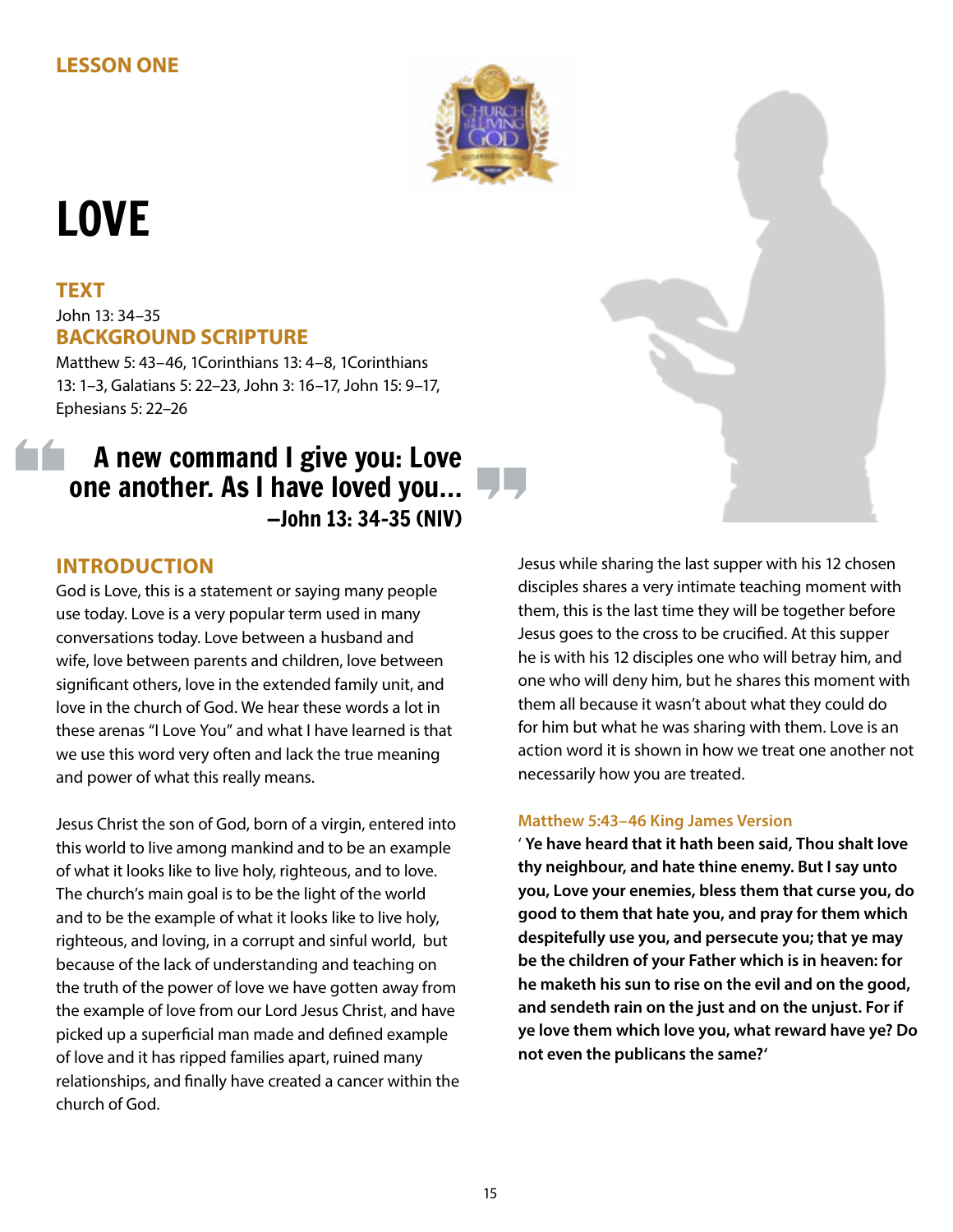LESSON ONE

# LOVE

## TEXT

John 13: 34–35

## BACKGROUND SCRIPTURE

Matthew 5: 43–46, 1Corinthians 13: 4–8, 1Corinthians 13: 1–3, Galatians 5: 22–23, John 3: 16–17, John 15: 9–17, Ephesians 5: 22–26

> **A new command I give you: Love one another. As I have loved you...**
> **—John 13: 34-35 (NIV)**

## INTRODUCTION

God is Love, this is a statement or saying many people use today. Love is a very popular term used in many conversations today. Love between a husband and wife, love between parents and children, love between significant others, love in the extended family unit, and love in the church of God. We hear these words a lot in these arenas "I Love You" and what I have learned is that we use this word very often and lack the true meaning and power of what this really means.

Jesus Christ the son of God, born of a virgin, entered into this world to live among mankind and to be an example of what it looks like to live holy, righteous, and to love. The church's main goal is to be the light of the world and to be the example of what it looks like to live holy, righteous, and loving, in a corrupt and sinful world, but because of the lack of understanding and teaching on the truth of the power of love we have gotten away from the example of love from our Lord Jesus Christ, and have picked up a superficial man made and defined example of love and it has ripped families apart, ruined many relationships, and finally have created a cancer within the church of God.

Jesus while sharing the last supper with his 12 chosen disciples shares a very intimate teaching moment with them, this is the last time they will be together before Jesus goes to the cross to be crucified. At this supper he is with his 12 disciples one who will betray him, and one who will deny him, but he shares this moment with them all because it wasn't about what they could do for him but what he was sharing with them. Love is an action word it is shown in how we treat one another not necessarily how you are treated.

### Matthew 5:43–46 King James Version

**' Ye have heard that it hath been said, Thou shalt love thy neighbour, and hate thine enemy. But I say unto you, Love your enemies, bless them that curse you, do good to them that hate you, and pray for them which despitefully use you, and persecute you; that ye may be the children of your Father which is in heaven: for he maketh his sun to rise on the evil and on the good, and sendeth rain on the just and on the unjust. For if ye love them which love you, what reward have ye? Do not even the publicans the same?'**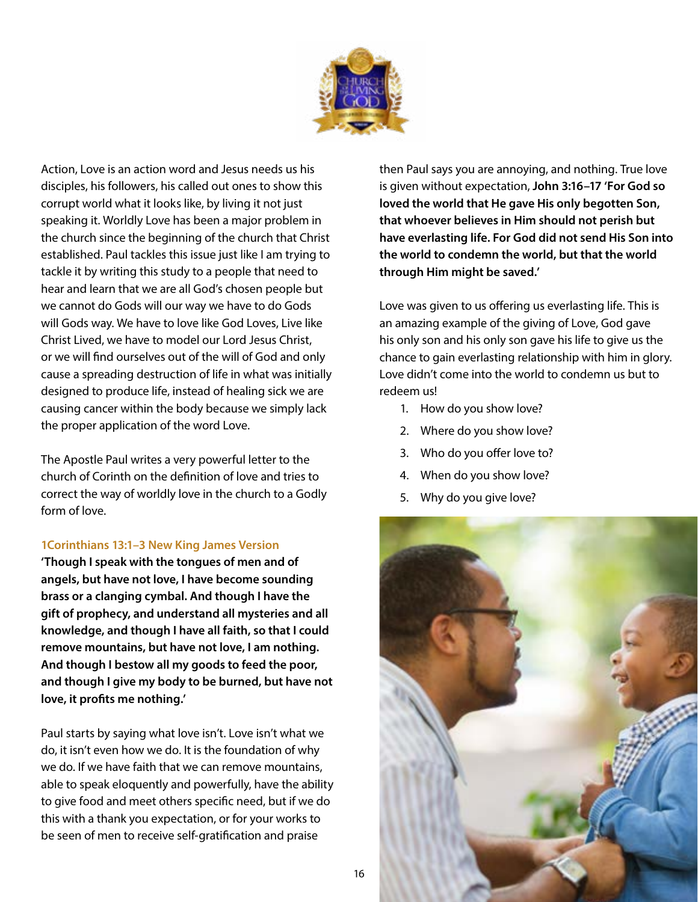Action, Love is an action word and Jesus needs us his disciples, his followers, his called out ones to show this corrupt world what it looks like, by living it not just speaking it. Worldly Love has been a major problem in the church since the beginning of the church that Christ established. Paul tackles this issue just like I am trying to tackle it by writing this study to a people that need to hear and learn that we are all God's chosen people but we cannot do Gods will our way we have to do Gods will Gods way. We have to love like God Loves, Live like Christ Lived, we have to model our Lord Jesus Christ, or we will find ourselves out of the will of God and only cause a spreading destruction of life in what was initially designed to produce life, instead of healing sick we are causing cancer within the body because we simply lack the proper application of the word Love.

The Apostle Paul writes a very powerful letter to the church of Corinth on the definition of love and tries to correct the way of worldly love in the church to a Godly form of love.

### 1Corinthians 13:1–3 New King James Version

**'Though I speak with the tongues of men and of angels, but have not love, I have become sounding brass or a clanging cymbal. And though I have the gift of prophecy, and understand all mysteries and all knowledge, and though I have all faith, so that I could remove mountains, but have not love, I am nothing. And though I bestow all my goods to feed the poor, and though I give my body to be burned, but have not love, it profits me nothing.'**

Paul starts by saying what love isn't. Love isn't what we do, it isn't even how we do. It is the foundation of why we do. If we have faith that we can remove mountains, able to speak eloquently and powerfully, have the ability to give food and meet others specific need, but if we do this with a thank you expectation, or for your works to be seen of men to receive self-gratification and praise then Paul says you are annoying, and nothing. True love is given without expectation, **John 3:16–17 'For God so loved the world that He gave His only begotten Son, that whoever believes in Him should not perish but have everlasting life. For God did not send His Son into the world to condemn the world, but that the world through Him might be saved.'**

Love was given to us offering us everlasting life. This is an amazing example of the giving of Love, God gave his only son and his only son gave his life to give us the chance to gain everlasting relationship with him in glory. Love didn't come into the world to condemn us but to redeem us!

1. How do you show love?
2. Where do you show love?
3. Who do you offer love to?
4. When do you show love?
5. Why do you give love?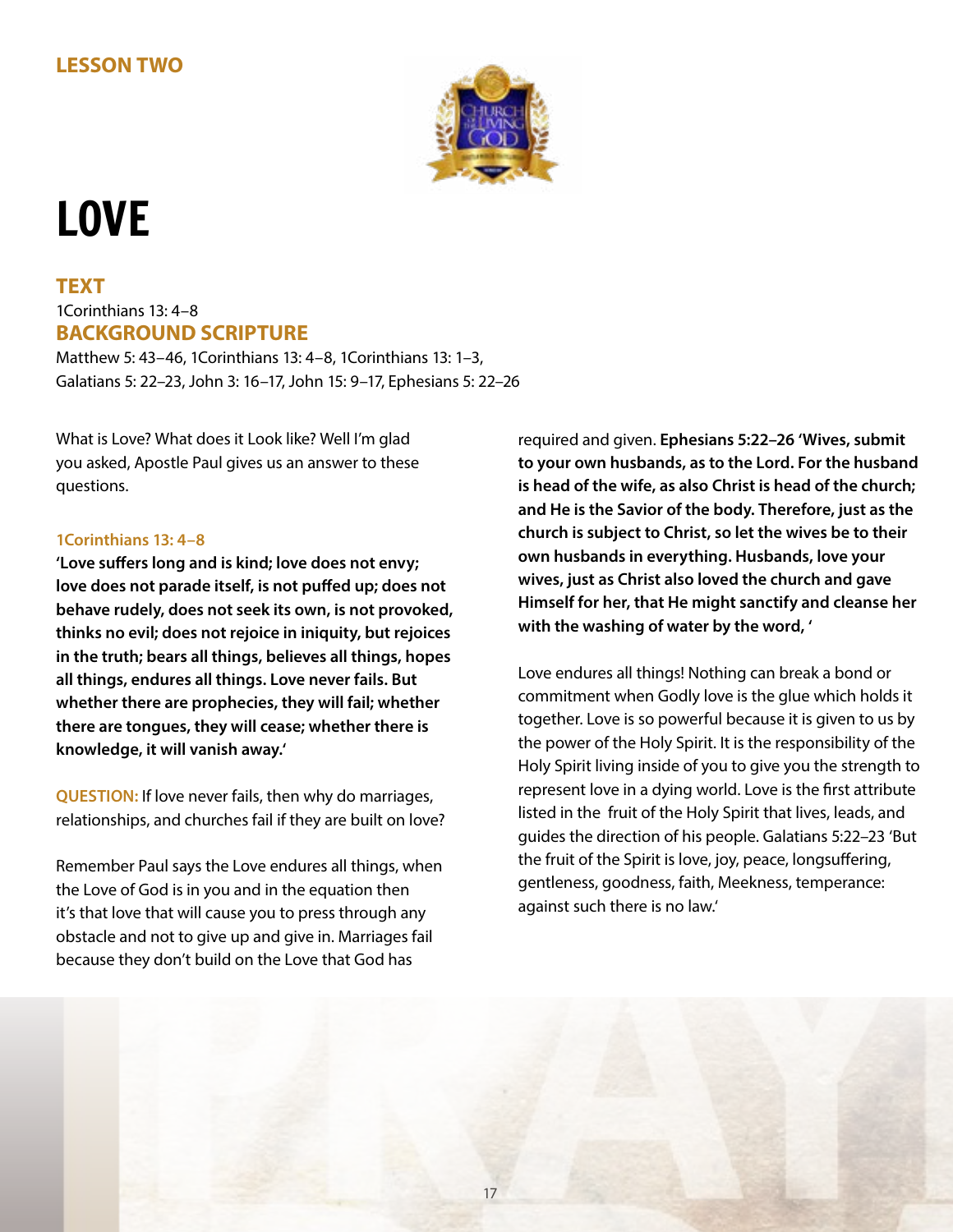LESSON TWO

# LOVE

## TEXT

1Corinthians 13: 4–8

## BACKGROUND SCRIPTURE

Matthew 5: 43–46, 1Corinthians 13: 4–8, 1Corinthians 13: 1–3, Galatians 5: 22–23, John 3: 16–17, John 15: 9–17, Ephesians 5: 22–26

What is Love? What does it Look like? Well I'm glad you asked, Apostle Paul gives us an answer to these questions.

**1Corinthians 13: 4–8**

**'Love suffers long and is kind; love does not envy; love does not parade itself, is not puffed up; does not behave rudely, does not seek its own, is not provoked, thinks no evil; does not rejoice in iniquity, but rejoices in the truth; bears all things, believes all things, hopes all things, endures all things. Love never fails. But whether there are prophecies, they will fail; whether there are tongues, they will cease; whether there is knowledge, it will vanish away.'**

**QUESTION:** If love never fails, then why do marriages, relationships, and churches fail if they are built on love?

Remember Paul says the Love endures all things, when the Love of God is in you and in the equation then it's that love that will cause you to press through any obstacle and not to give up and give in. Marriages fail because they don't build on the Love that God has required and given. **Ephesians 5:22–26 'Wives, submit to your own husbands, as to the Lord. For the husband is head of the wife, as also Christ is head of the church; and He is the Savior of the body. Therefore, just as the church is subject to Christ, so let the wives be to their own husbands in everything. Husbands, love your wives, just as Christ also loved the church and gave Himself for her, that He might sanctify and cleanse her with the washing of water by the word, '**

Love endures all things! Nothing can break a bond or commitment when Godly love is the glue which holds it together. Love is so powerful because it is given to us by the power of the Holy Spirit. It is the responsibility of the Holy Spirit living inside of you to give you the strength to represent love in a dying world. Love is the first attribute listed in the fruit of the Holy Spirit that lives, leads, and guides the direction of his people. Galatians 5:22–23 'But the fruit of the Spirit is love, joy, peace, longsuffering, gentleness, goodness, faith, Meekness, temperance: against such there is no law.'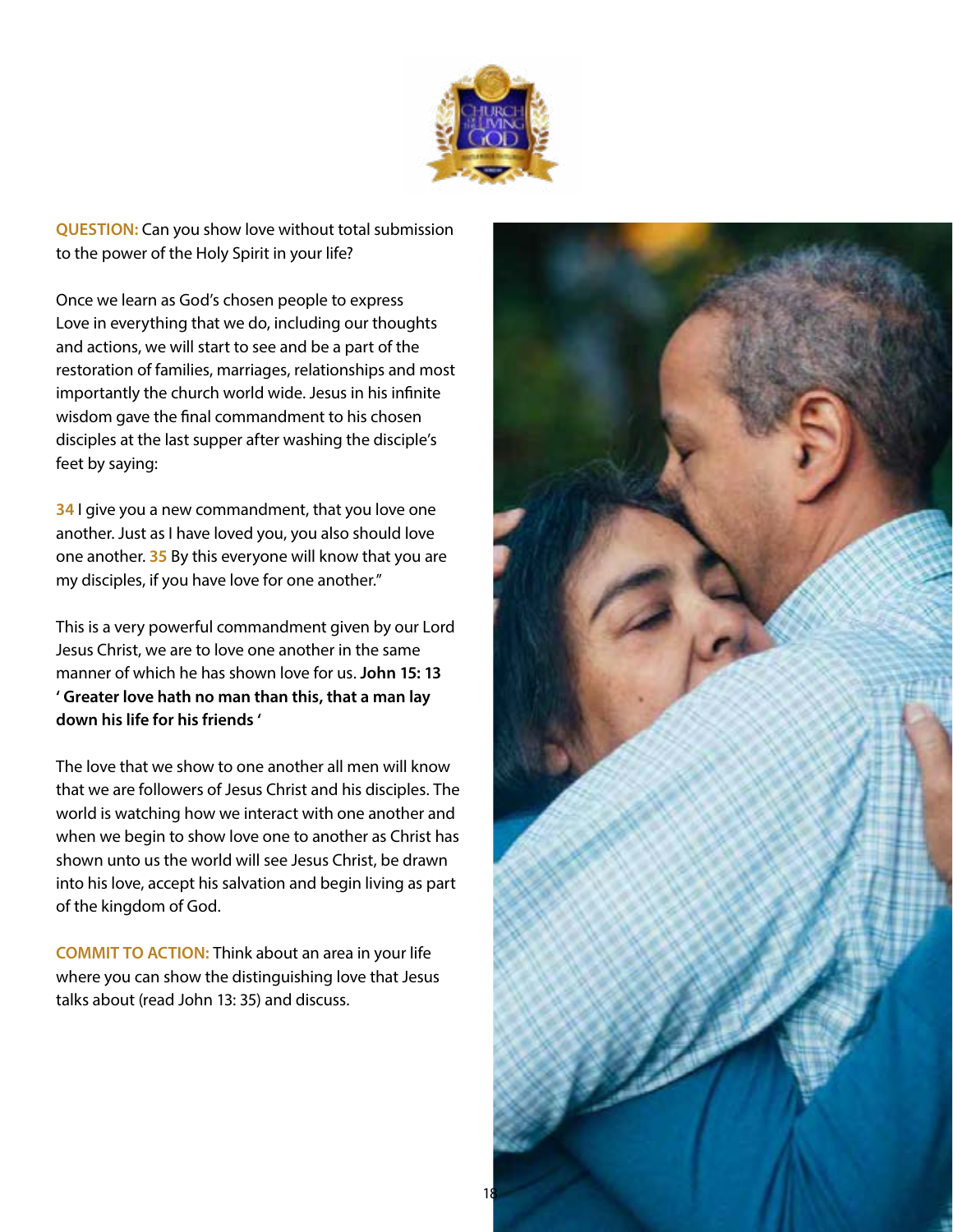**QUESTION:** Can you show love without total submission to the power of the Holy Spirit in your life?

Once we learn as God's chosen people to express Love in everything that we do, including our thoughts and actions, we will start to see and be a part of the restoration of families, marriages, relationships and most importantly the church world wide. Jesus in his infinite wisdom gave the final commandment to his chosen disciples at the last supper after washing the disciple's feet by saying:

34 I give you a new commandment, that you love one another. Just as I have loved you, you also should love one another. 35 By this everyone will know that you are my disciples, if you have love for one another."

This is a very powerful commandment given by our Lord Jesus Christ, we are to love one another in the same manner of which he has shown love for us. **John 15: 13 ' Greater love hath no man than this, that a man lay down his life for his friends '**

The love that we show to one another all men will know that we are followers of Jesus Christ and his disciples. The world is watching how we interact with one another and when we begin to show love one to another as Christ has shown unto us the world will see Jesus Christ, be drawn into his love, accept his salvation and begin living as part of the kingdom of God.

**COMMIT TO ACTION:** Think about an area in your life where you can show the distinguishing love that Jesus talks about (read John 13: 35) and discuss.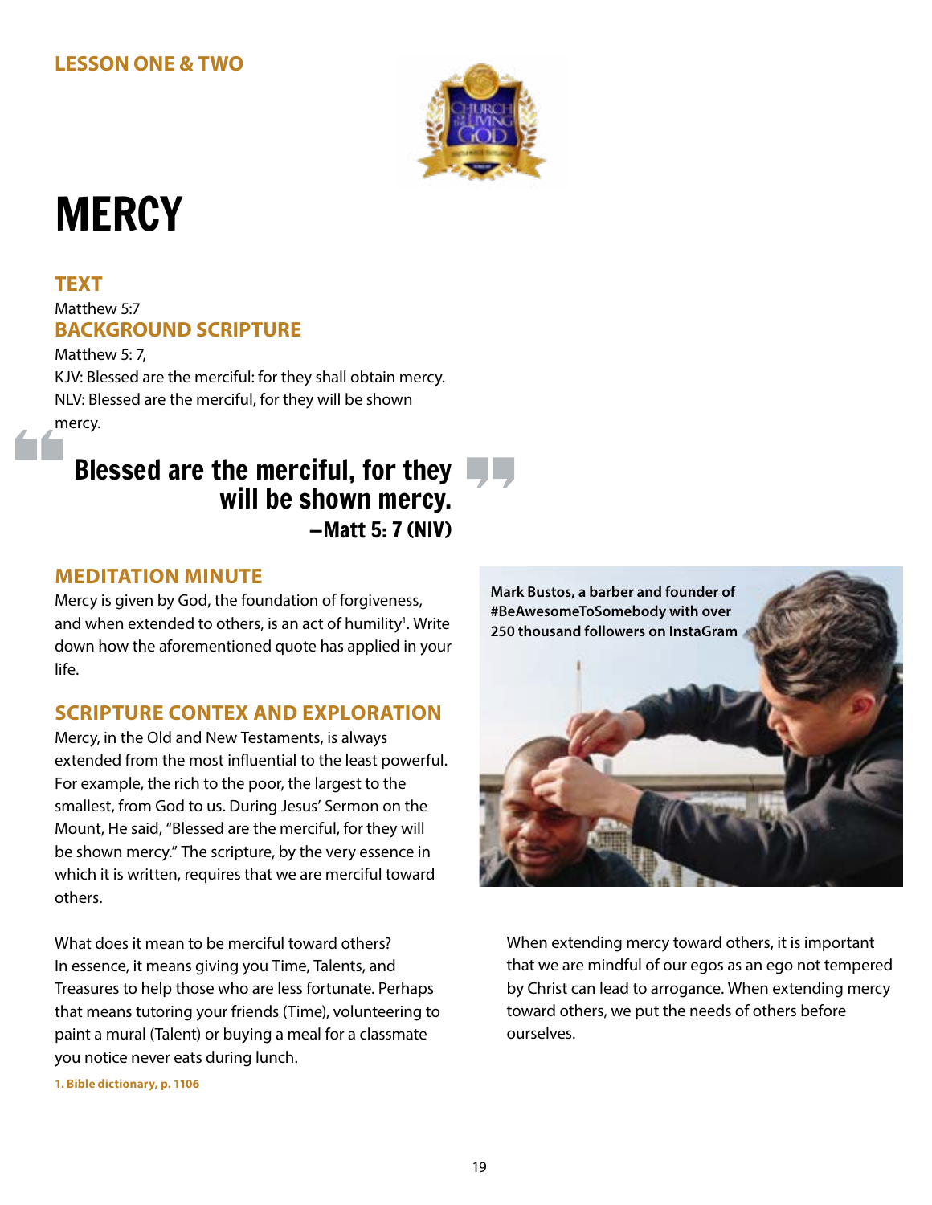LESSON ONE & TWO

# MERCY

## TEXT

Matthew 5:7

## BACKGROUND SCRIPTURE

Matthew 5: 7,

KJV: Blessed are the merciful: for they shall obtain mercy.

NLV: Blessed are the merciful, for they will be shown mercy.

> **Blessed are the merciful, for they will be shown mercy.**
> **—Matt 5: 7 (NIV)**

## MEDITATION MINUTE

Mercy is given by God, the foundation of forgiveness, and when extended to others, is an act of humility[1]. Write down how the aforementioned quote has applied in your life.

## SCRIPTURE CONTEX AND EXPLORATION

Mercy, in the Old and New Testaments, is always extended from the most influential to the least powerful. For example, the rich to the poor, the largest to the smallest, from God to us. During Jesus' Sermon on the Mount, He said, "Blessed are the merciful, for they will be shown mercy." The scripture, by the very essence in which it is written, requires that we are merciful toward others.

What does it mean to be merciful toward others? In essence, it means giving you Time, Talents, and Treasures to help those who are less fortunate. Perhaps that means tutoring your friends (Time), volunteering to paint a mural (Talent) or buying a meal for a classmate you notice never eats during lunch.

**Mark Bustos, a barber and founder of #BeAwesomeToSomebody with over 250 thousand followers on InstaGram**

When extending mercy toward others, it is important that we are mindful of our egos as an ego not tempered by Christ can lead to arrogance. When extending mercy toward others, we put the needs of others before ourselves.

**1. Bible dictionary, p. 1106**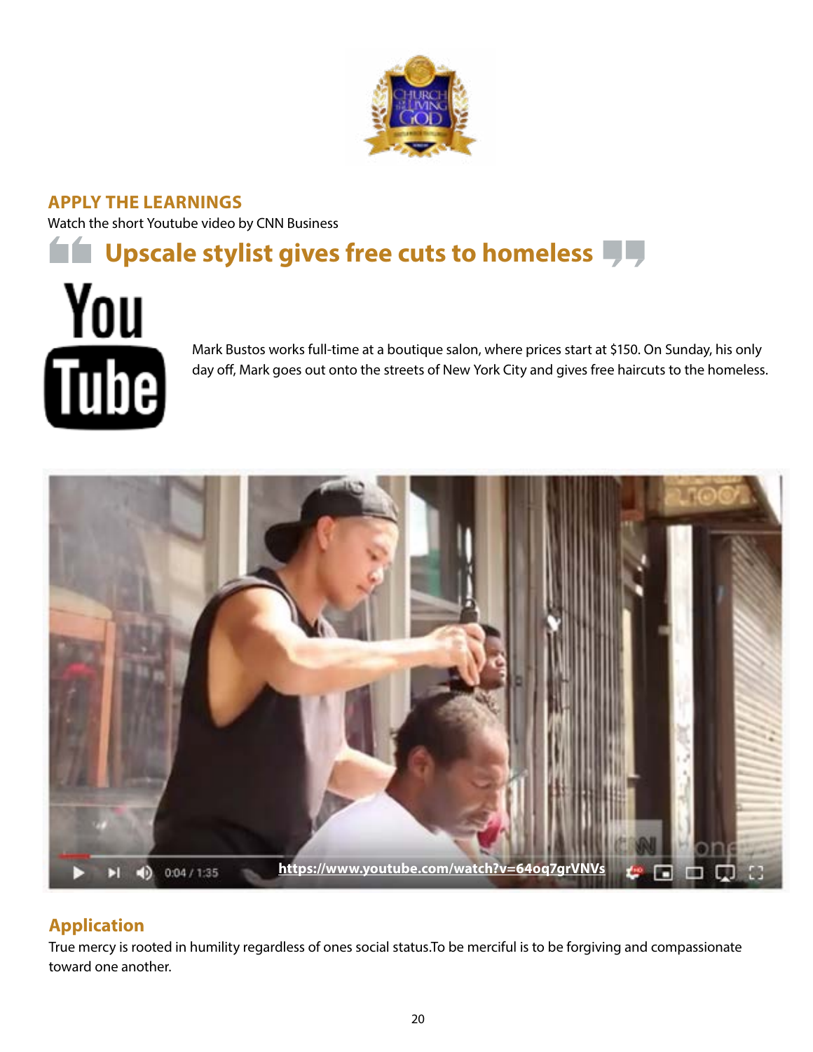## APPLY THE LEARNINGS

Watch the short Youtube video by CNN Business

### Upscale stylist gives free cuts to homeless

Mark Bustos works full-time at a boutique salon, where prices start at $150. On Sunday, his only day off, Mark goes out onto the streets of New York City and gives free haircuts to the homeless.

https://www.youtube.com/watch?v=64oq7grVNVs

## Application

True mercy is rooted in humility regardless of ones social status.To be merciful is to be forgiving and compassionate toward one another.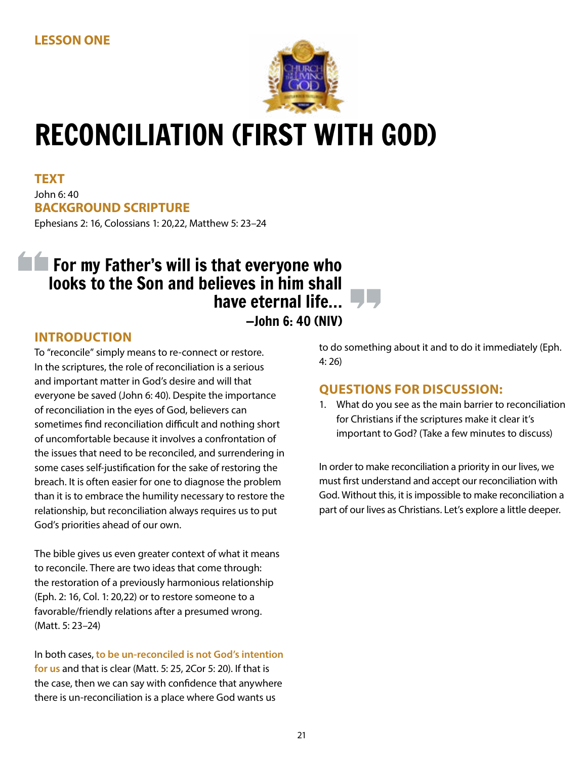LESSON ONE

# RECONCILIATION (FIRST WITH GOD)

## TEXT

John 6: 40

## BACKGROUND SCRIPTURE

Ephesians 2: 16, Colossians 1: 20,22, Matthew 5: 23–24

> **For my Father's will is that everyone who looks to the Son and believes in him shall have eternal life...**
>
> **–John 6: 40 (NIV)**

## INTRODUCTION

To "reconcile" simply means to re-connect or restore. In the scriptures, the role of reconciliation is a serious and important matter in God's desire and will that everyone be saved (John 6: 40). Despite the importance of reconciliation in the eyes of God, believers can sometimes find reconciliation difficult and nothing short of uncomfortable because it involves a confrontation of the issues that need to be reconciled, and surrendering in some cases self-justification for the sake of restoring the breach. It is often easier for one to diagnose the problem than it is to embrace the humility necessary to restore the relationship, but reconciliation always requires us to put God's priorities ahead of our own.

The bible gives us even greater context of what it means to reconcile. There are two ideas that come through: the restoration of a previously harmonious relationship (Eph. 2: 16, Col. 1: 20,22) or to restore someone to a favorable/friendly relations after a presumed wrong. (Matt. 5: 23–24)

In both cases, **to be un-reconciled is not God's intention for us** and that is clear (Matt. 5: 25, 2Cor 5: 20). If that is the case, then we can say with confidence that anywhere there is un-reconciliation is a place where God wants us to do something about it and to do it immediately (Eph. 4: 26)

## QUESTIONS FOR DISCUSSION:

1. What do you see as the main barrier to reconciliation for Christians if the scriptures make it clear it's important to God? (Take a few minutes to discuss)

In order to make reconciliation a priority in our lives, we must first understand and accept our reconciliation with God. Without this, it is impossible to make reconciliation a part of our lives as Christians. Let's explore a little deeper.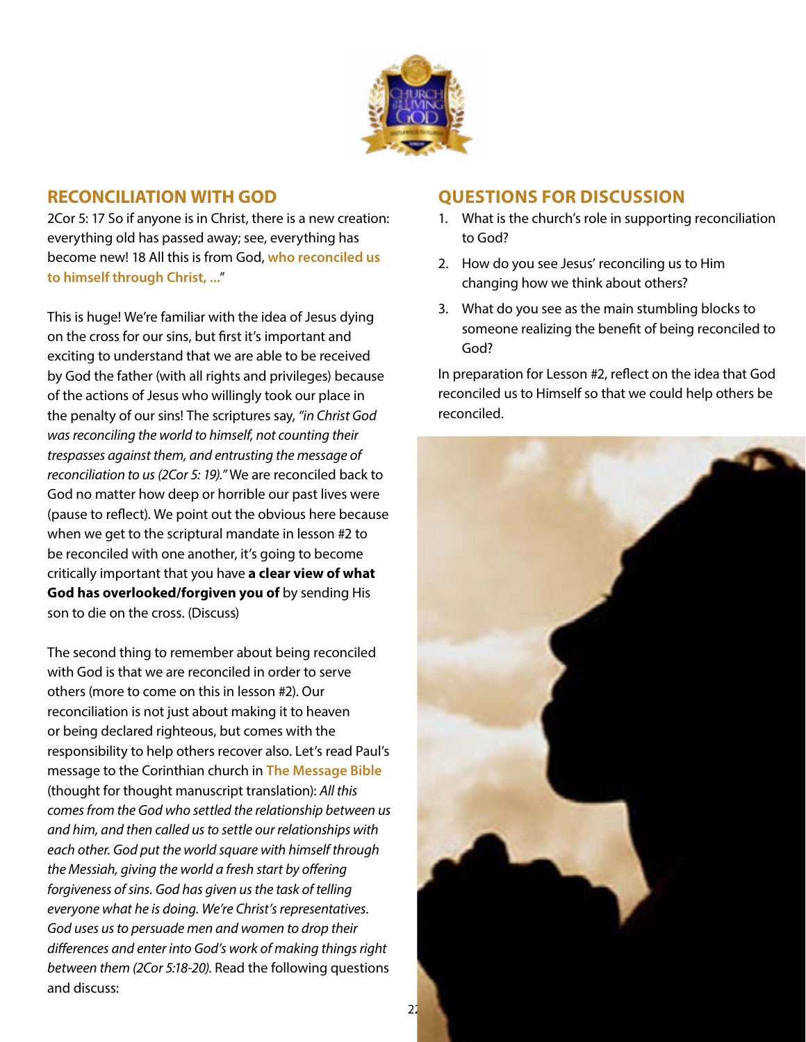## RECONCILIATION WITH GOD

2Cor 5: 17 So if anyone is in Christ, there is a new creation: everything old has passed away; see, everything has become new! 18 All this is from God, **who reconciled us to himself through Christ, ...**"

This is huge! We're familiar with the idea of Jesus dying on the cross for our sins, but first it's important and exciting to understand that we are able to be received by God the father (with all rights and privileges) because of the actions of Jesus who willingly took our place in the penalty of our sins! The scriptures say, *"in Christ God was reconciling the world to himself, not counting their trespasses against them, and entrusting the message of reconciliation to us (2Cor 5: 19)."* We are reconciled back to God no matter how deep or horrible our past lives were (pause to reflect). We point out the obvious here because when we get to the scriptural mandate in lesson #2 to be reconciled with one another, it's going to become critically important that you have **a clear view of what God has overlooked/forgiven you of** by sending His son to die on the cross. (Discuss)

The second thing to remember about being reconciled with God is that we are reconciled in order to serve others (more to come on this in lesson #2). Our reconciliation is not just about making it to heaven or being declared righteous, but comes with the responsibility to help others recover also. Let's read Paul's message to the Corinthian church in **The Message Bible** (thought for thought manuscript translation): *All this comes from the God who settled the relationship between us and him, and then called us to settle our relationships with each other. God put the world square with himself through the Messiah, giving the world a fresh start by offering forgiveness of sins. God has given us the task of telling everyone what he is doing. We're Christ's representatives. God uses us to persuade men and women to drop their differences and enter into God's work of making things right between them (2Cor 5:18-20).* Read the following questions and discuss:

## QUESTIONS FOR DISCUSSION

1. What is the church's role in supporting reconciliation to God?
2. How do you see Jesus' reconciling us to Him changing how we think about others?
3. What do you see as the main stumbling blocks to someone realizing the benefit of being reconciled to God?

In preparation for Lesson #2, reflect on the idea that God reconciled us to Himself so that we could help others be reconciled.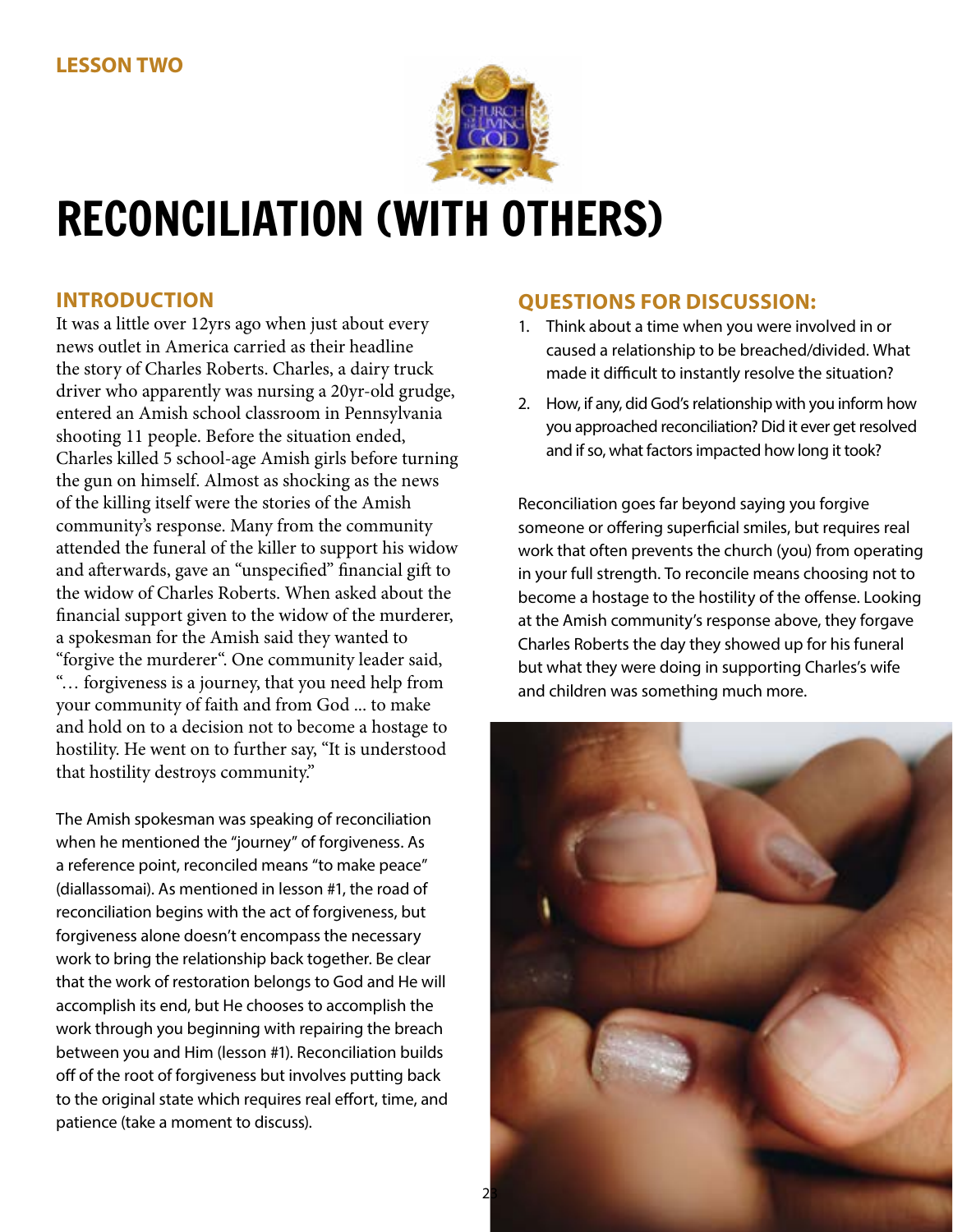**LESSON TWO**

# RECONCILIATION (WITH OTHERS)

## INTRODUCTION

It was a little over 12yrs ago when just about every news outlet in America carried as their headline the story of Charles Roberts. Charles, a dairy truck driver who apparently was nursing a 20yr-old grudge, entered an Amish school classroom in Pennsylvania shooting 11 people. Before the situation ended, Charles killed 5 school-age Amish girls before turning the gun on himself. Almost as shocking as the news of the killing itself were the stories of the Amish community's response. Many from the community attended the funeral of the killer to support his widow and afterwards, gave an "unspecified" financial gift to the widow of Charles Roberts. When asked about the financial support given to the widow of the murderer, a spokesman for the Amish said they wanted to "forgive the murderer". One community leader said, "… forgiveness is a journey, that you need help from your community of faith and from God ... to make and hold on to a decision not to become a hostage to hostility. He went on to further say, "It is understood that hostility destroys community."

The Amish spokesman was speaking of reconciliation when he mentioned the "journey" of forgiveness. As a reference point, reconciled means "to make peace" (diallassomai). As mentioned in lesson #1, the road of reconciliation begins with the act of forgiveness, but forgiveness alone doesn't encompass the necessary work to bring the relationship back together. Be clear that the work of restoration belongs to God and He will accomplish its end, but He chooses to accomplish the work through you beginning with repairing the breach between you and Him (lesson #1). Reconciliation builds off of the root of forgiveness but involves putting back to the original state which requires real effort, time, and patience (take a moment to discuss).

## QUESTIONS FOR DISCUSSION:

1. Think about a time when you were involved in or caused a relationship to be breached/divided. What made it difficult to instantly resolve the situation?
2. How, if any, did God's relationship with you inform how you approached reconciliation? Did it ever get resolved and if so, what factors impacted how long it took?

Reconciliation goes far beyond saying you forgive someone or offering superficial smiles, but requires real work that often prevents the church (you) from operating in your full strength. To reconcile means choosing not to become a hostage to the hostility of the offense. Looking at the Amish community's response above, they forgave Charles Roberts the day they showed up for his funeral but what they were doing in supporting Charles's wife and children was something much more.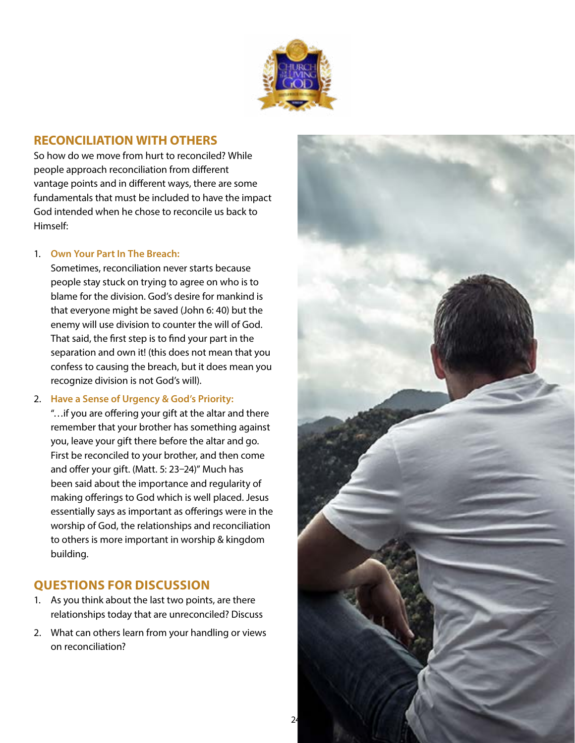## RECONCILIATION WITH OTHERS

So how do we move from hurt to reconciled? While people approach reconciliation from different vantage points and in different ways, there are some fundamentals that must be included to have the impact God intended when he chose to reconcile us back to Himself:

1. **Own Your Part In The Breach:**
   Sometimes, reconciliation never starts because people stay stuck on trying to agree on who is to blame for the division. God's desire for mankind is that everyone might be saved (John 6: 40) but the enemy will use division to counter the will of God. That said, the first step is to find your part in the separation and own it! (this does not mean that you confess to causing the breach, but it does mean you recognize division is not God's will).

2. **Have a Sense of Urgency & God's Priority:**
   "…if you are offering your gift at the altar and there remember that your brother has something against you, leave your gift there before the altar and go. First be reconciled to your brother, and then come and offer your gift. (Matt. 5: 23–24)" Much has been said about the importance and regularity of making offerings to God which is well placed. Jesus essentially says as important as offerings were in the worship of God, the relationships and reconciliation to others is more important in worship & kingdom building.

## QUESTIONS FOR DISCUSSION

1. As you think about the last two points, are there relationships today that are unreconciled? Discuss
2. What can others learn from your handling or views on reconciliation?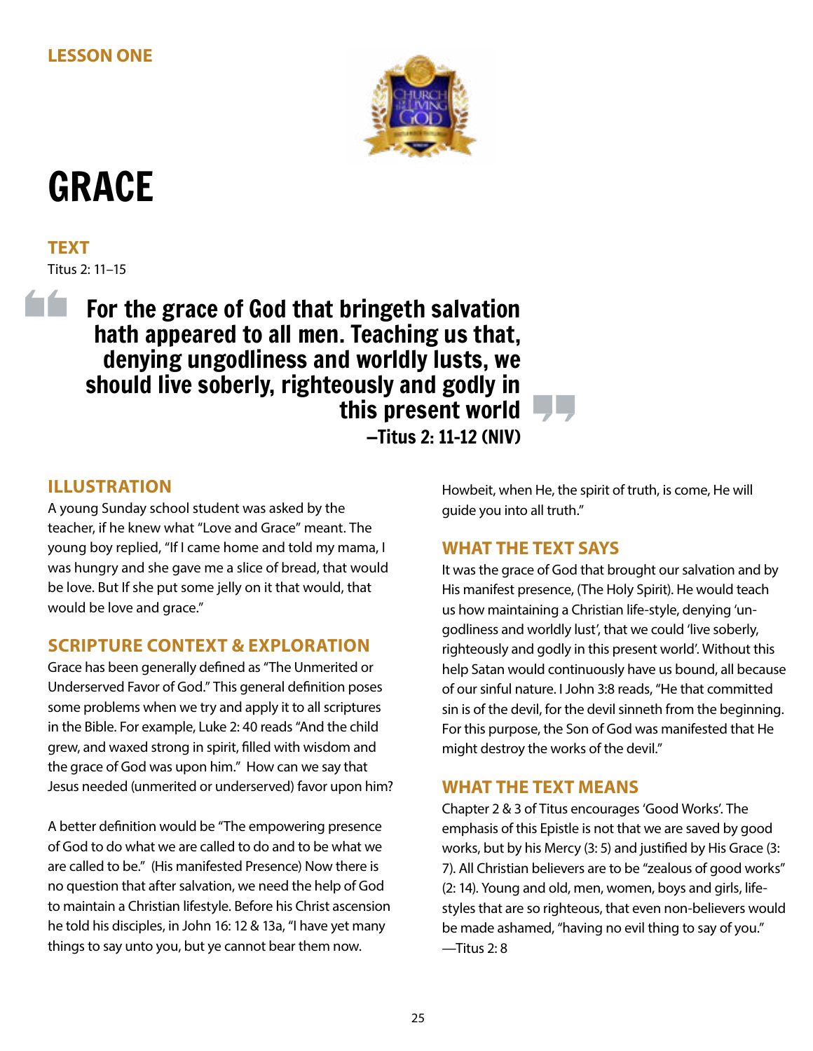LESSON ONE

# GRACE

## TEXT

Titus 2: 11–15

> **For the grace of God that bringeth salvation hath appeared to all men. Teaching us that, denying ungodliness and worldly lusts, we should live soberly, righteously and godly in this present world**
> **–Titus 2: 11-12 (NIV)**

## ILLUSTRATION

A young Sunday school student was asked by the teacher, if he knew what "Love and Grace" meant. The young boy replied, "If I came home and told my mama, I was hungry and she gave me a slice of bread, that would be love. But If she put some jelly on it that would, that would be love and grace."

## SCRIPTURE CONTEXT & EXPLORATION

Grace has been generally defined as "The Unmerited or Underserved Favor of God." This general definition poses some problems when we try and apply it to all scriptures in the Bible. For example, Luke 2: 40 reads "And the child grew, and waxed strong in spirit, filled with wisdom and the grace of God was upon him." How can we say that Jesus needed (unmerited or underserved) favor upon him?

A better definition would be "The empowering presence of God to do what we are called to do and to be what we are called to be." (His manifested Presence) Now there is no question that after salvation, we need the help of God to maintain a Christian lifestyle. Before his Christ ascension he told his disciples, in John 16: 12 & 13a, "I have yet many things to say unto you, but ye cannot bear them now. Howbeit, when He, the spirit of truth, is come, He will guide you into all truth."

## WHAT THE TEXT SAYS

It was the grace of God that brought our salvation and by His manifest presence, (The Holy Spirit). He would teach us how maintaining a Christian life-style, denying 'un-godliness and worldly lust', that we could 'live soberly, righteously and godly in this present world'. Without this help Satan would continuously have us bound, all because of our sinful nature. I John 3:8 reads, "He that committed sin is of the devil, for the devil sinneth from the beginning. For this purpose, the Son of God was manifested that He might destroy the works of the devil."

## WHAT THE TEXT MEANS

Chapter 2 & 3 of Titus encourages 'Good Works'. The emphasis of this Epistle is not that we are saved by good works, but by his Mercy (3: 5) and justified by His Grace (3: 7). All Christian believers are to be "zealous of good works" (2: 14). Young and old, men, women, boys and girls, life-styles that are so righteous, that even non-believers would be made ashamed, "having no evil thing to say of you." —Titus 2: 8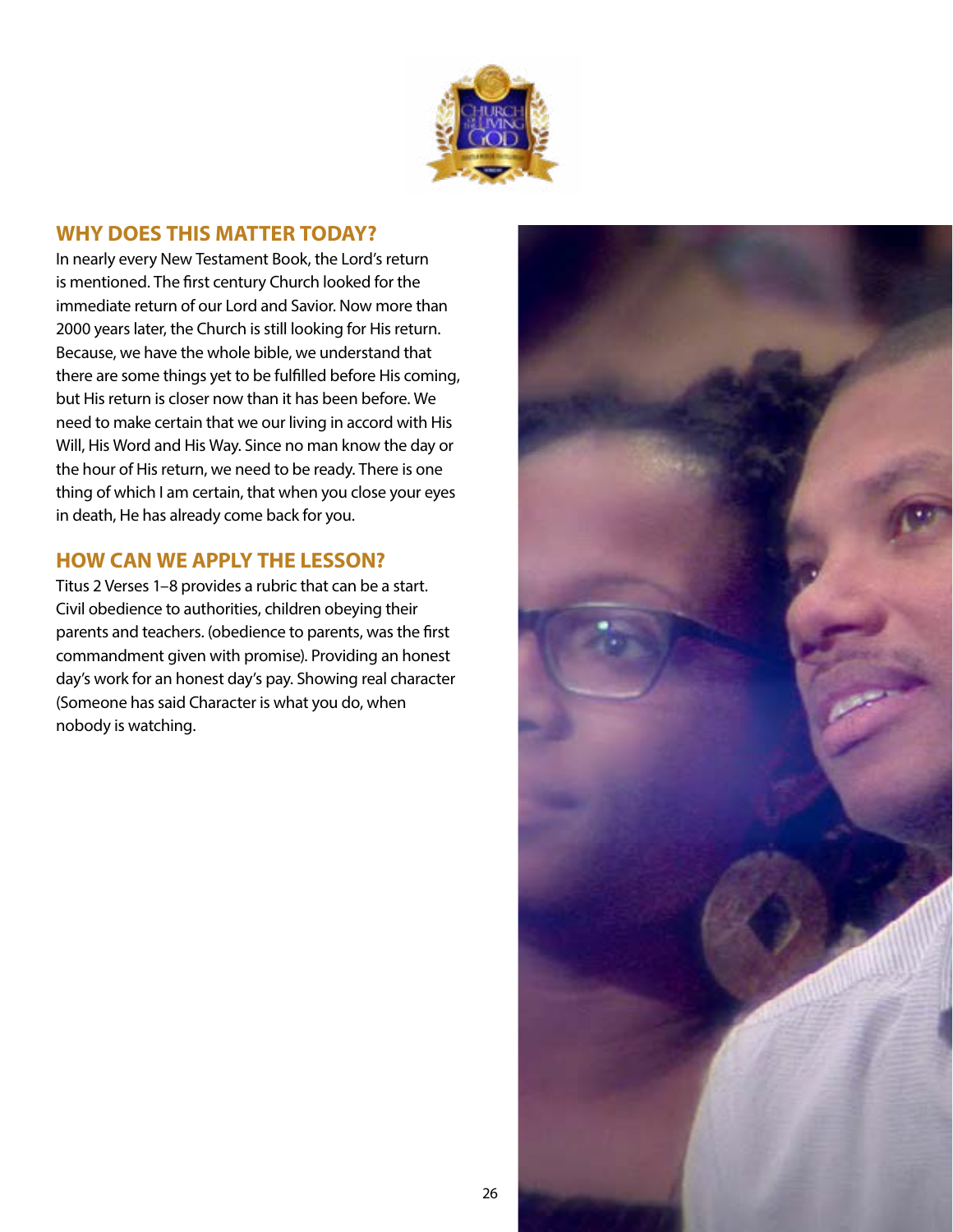## WHY DOES THIS MATTER TODAY?

In nearly every New Testament Book, the Lord's return is mentioned. The first century Church looked for the immediate return of our Lord and Savior. Now more than 2000 years later, the Church is still looking for His return. Because, we have the whole bible, we understand that there are some things yet to be fulfilled before His coming, but His return is closer now than it has been before. We need to make certain that we our living in accord with His Will, His Word and His Way. Since no man know the day or the hour of His return, we need to be ready. There is one thing of which I am certain, that when you close your eyes in death, He has already come back for you.

## HOW CAN WE APPLY THE LESSON?

Titus 2 Verses 1–8 provides a rubric that can be a start. Civil obedience to authorities, children obeying their parents and teachers. (obedience to parents, was the first commandment given with promise). Providing an honest day's work for an honest day's pay. Showing real character (Someone has said Character is what you do, when nobody is watching.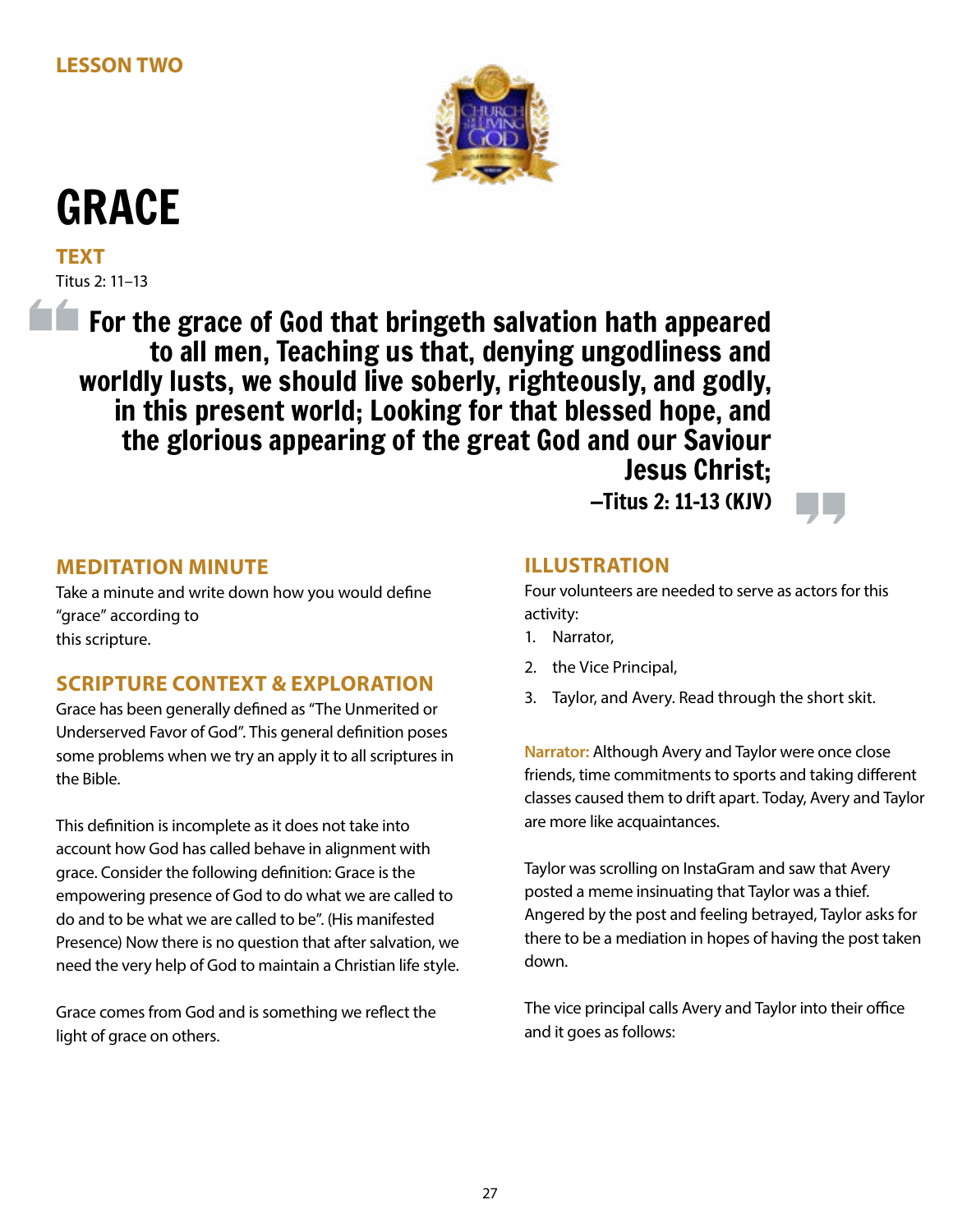LESSON TWO

# GRACE

## TEXT

Titus 2: 11–13

> **For the grace of God that bringeth salvation hath appeared to all men, Teaching us that, denying ungodliness and worldly lusts, we should live soberly, righteously, and godly, in this present world; Looking for that blessed hope, and the glorious appearing of the great God and our Saviour Jesus Christ;**
>
> **–Titus 2: 11-13 (KJV)**

## MEDITATION MINUTE

Take a minute and write down how you would define "grace" according to this scripture.

## SCRIPTURE CONTEXT & EXPLORATION

Grace has been generally defined as "The Unmerited or Underserved Favor of God". This general definition poses some problems when we try an apply it to all scriptures in the Bible.

This definition is incomplete as it does not take into account how God has called behave in alignment with grace. Consider the following definition: Grace is the empowering presence of God to do what we are called to do and to be what we are called to be". (His manifested Presence) Now there is no question that after salvation, we need the very help of God to maintain a Christian life style.

Grace comes from God and is something we reflect the light of grace on others.

## ILLUSTRATION

Four volunteers are needed to serve as actors for this activity:

1. Narrator,
2. the Vice Principal,
3. Taylor, and Avery. Read through the short skit.

**Narrator:** Although Avery and Taylor were once close friends, time commitments to sports and taking different classes caused them to drift apart. Today, Avery and Taylor are more like acquaintances.

Taylor was scrolling on InstaGram and saw that Avery posted a meme insinuating that Taylor was a thief. Angered by the post and feeling betrayed, Taylor asks for there to be a mediation in hopes of having the post taken down.

The vice principal calls Avery and Taylor into their office and it goes as follows: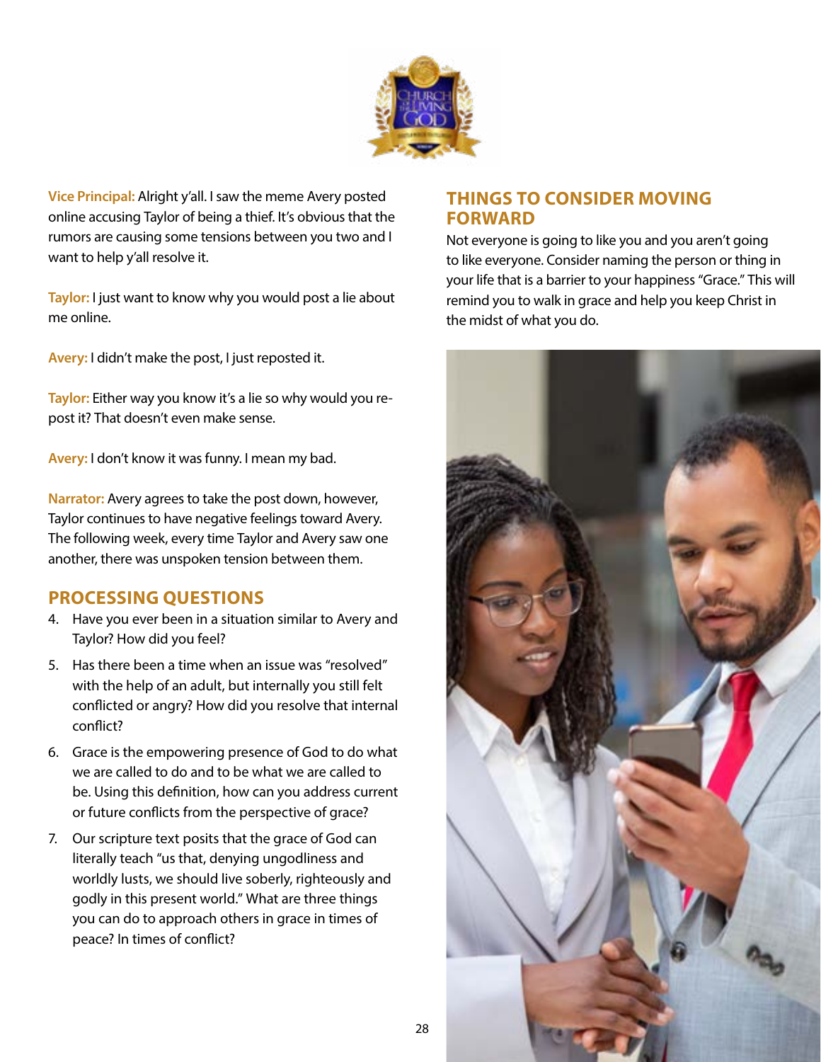**Vice Principal:** Alright y'all. I saw the meme Avery posted online accusing Taylor of being a thief. It's obvious that the rumors are causing some tensions between you two and I want to help y'all resolve it.

**Taylor:** I just want to know why you would post a lie about me online.

**Avery:** I didn't make the post, I just reposted it.

**Taylor:** Either way you know it's a lie so why would you re-post it? That doesn't even make sense.

**Avery:** I don't know it was funny. I mean my bad.

**Narrator:** Avery agrees to take the post down, however, Taylor continues to have negative feelings toward Avery. The following week, every time Taylor and Avery saw one another, there was unspoken tension between them.

## PROCESSING QUESTIONS

4. Have you ever been in a situation similar to Avery and Taylor? How did you feel?
5. Has there been a time when an issue was "resolved" with the help of an adult, but internally you still felt conflicted or angry? How did you resolve that internal conflict?
6. Grace is the empowering presence of God to do what we are called to do and to be what we are called to be. Using this definition, how can you address current or future conflicts from the perspective of grace?
7. Our scripture text posits that the grace of God can literally teach "us that, denying ungodliness and worldly lusts, we should live soberly, righteously and godly in this present world." What are three things you can do to approach others in grace in times of peace? In times of conflict?

## THINGS TO CONSIDER MOVING FORWARD

Not everyone is going to like you and you aren't going to like everyone. Consider naming the person or thing in your life that is a barrier to your happiness "Grace." This will remind you to walk in grace and help you keep Christ in the midst of what you do.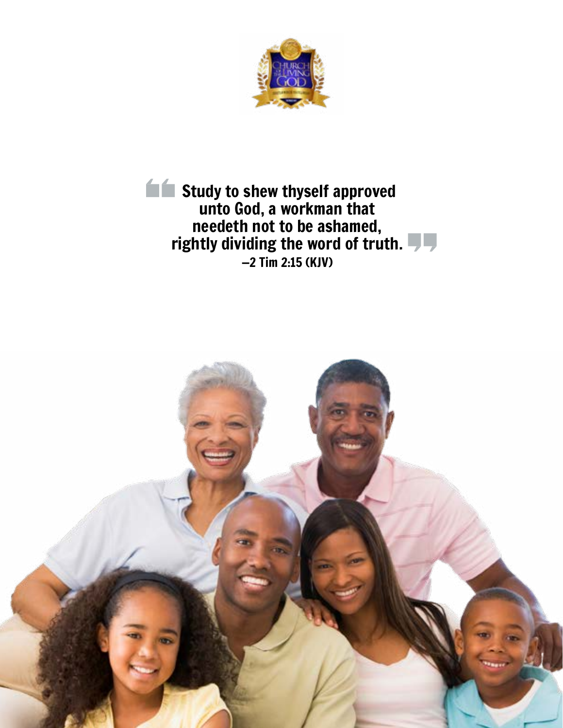> Study to shew thyself approved unto God, a workman that needeth not to be ashamed, rightly dividing the word of truth.
>
> —2 Tim 2:15 (KJV)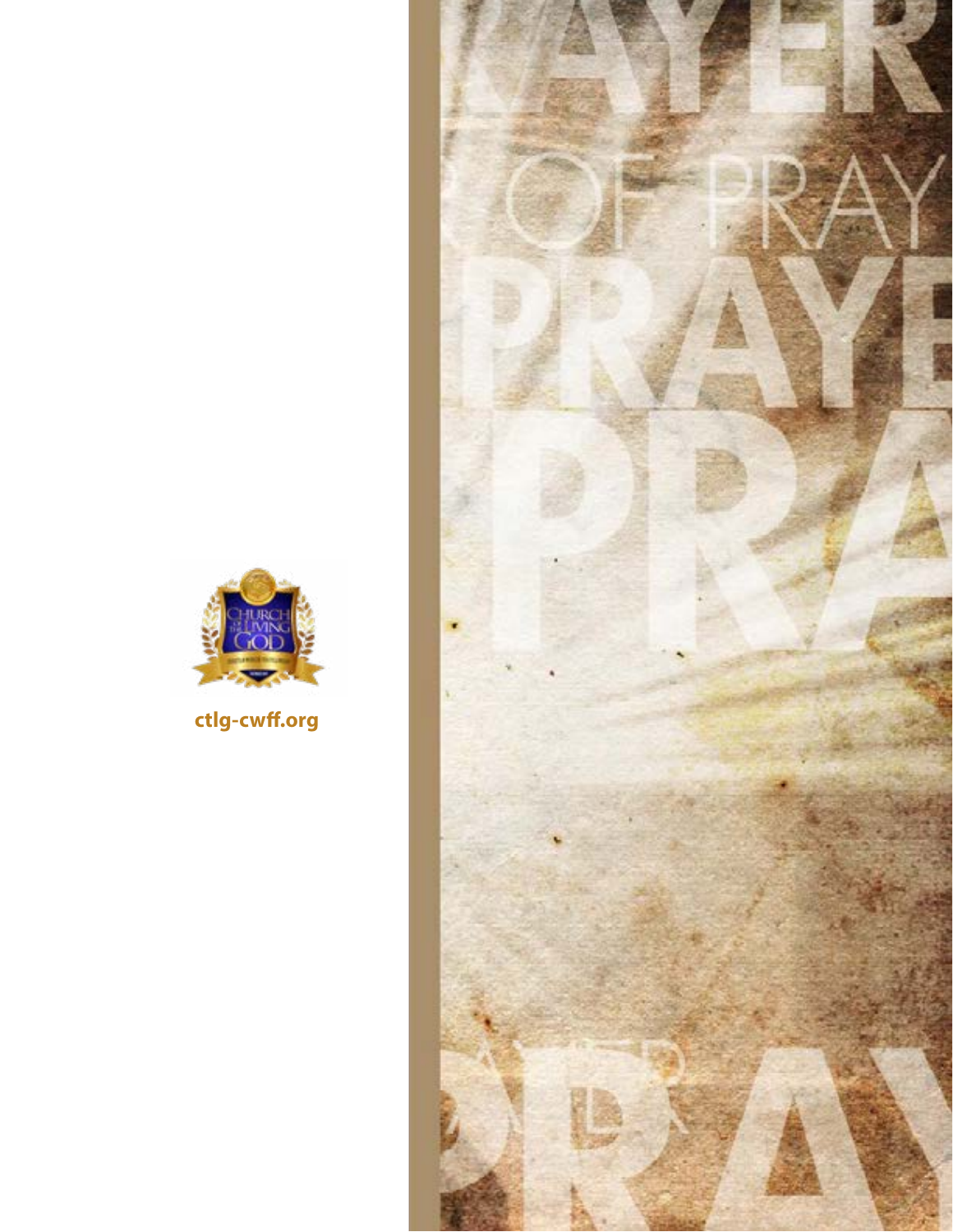ctlg-cwff.org